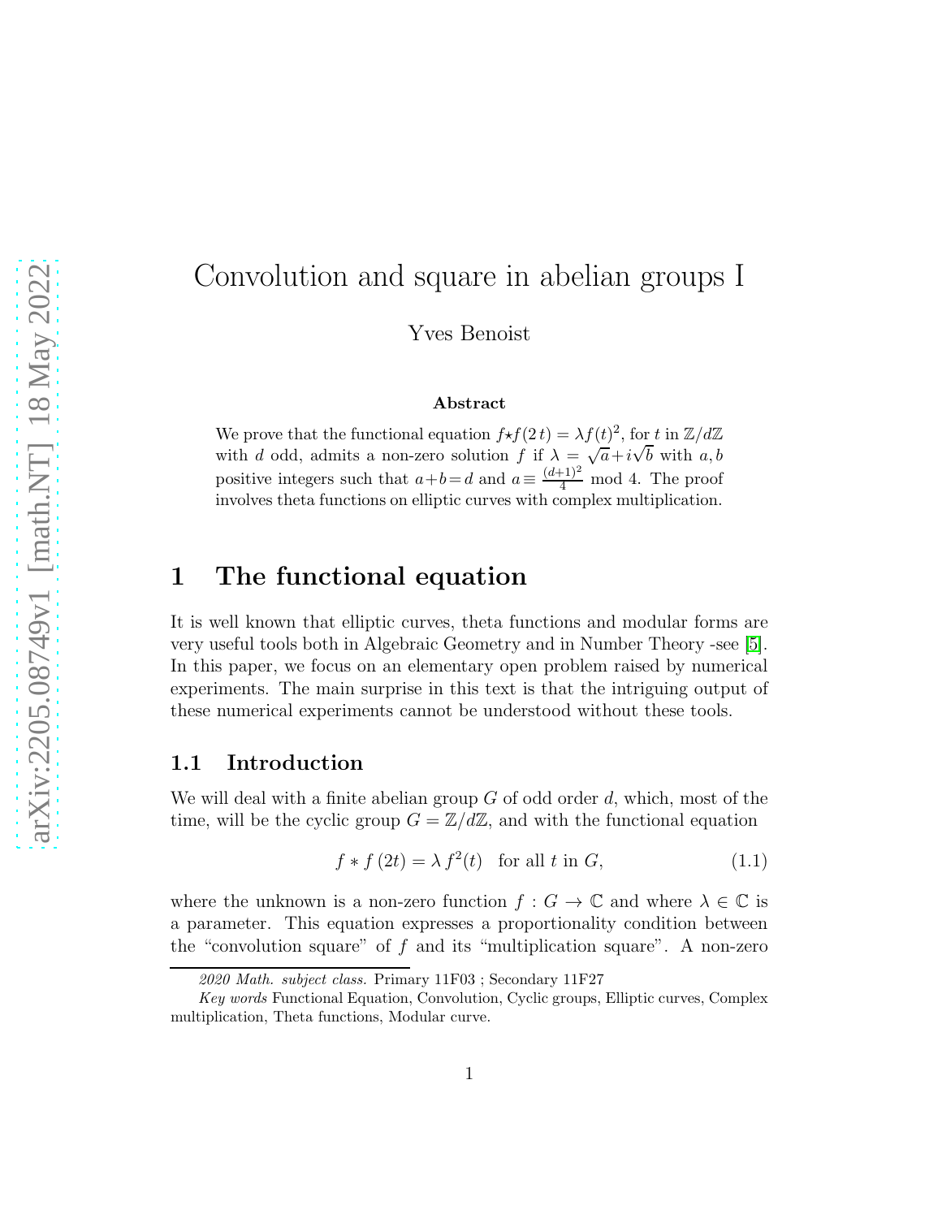# Convolution and square in abelian groups I

Yves Benoist

**Abstract**

We prove that the functional equation $f{\star}f(2\,t) = \lambda f(t)^2$, for $t$ in $\mathbb{Z}/d\mathbb{Z}$ with $d$ odd, admits a non-zero solution $f$ if $\lambda = \sqrt{a}+i\sqrt{b}$ with $a, b$ positive integers such that $a+b = d$ and $a \equiv \frac{(d+1)^2}{4}$ mod 4. The proof involves theta functions on elliptic curves with complex multiplication.

## 1 The functional equation

It is well known that elliptic curves, theta functions and modular forms are very useful tools both in Algebraic Geometry and in Number Theory -see [5]. In this paper, we focus on an elementary open problem raised by numerical experiments. The main surprise in this text is that the intriguing output of these numerical experiments cannot be understood without these tools.

### 1.1 Introduction

We will deal with a finite abelian group $G$ of odd order $d$, which, most of the time, will be the cyclic group $G = \mathbb{Z}/d\mathbb{Z}$, and with the functional equation

$$f * f\,(2t) = \lambda\, f^2(t) \quad \text{for all } t \text{ in } G, \tag{1.1}$$

where the unknown is a non-zero function $f : G \to \mathbb{C}$ and where $\lambda \in \mathbb{C}$ is a parameter. This equation expresses a proportionality condition between the "convolution square" of $f$ and its "multiplication square". A non-zero

*2020 Math. subject class.* Primary 11F03 ; Secondary 11F27

*Key words* Functional Equation, Convolution, Cyclic groups, Elliptic curves, Complex multiplication, Theta functions, Modular curve.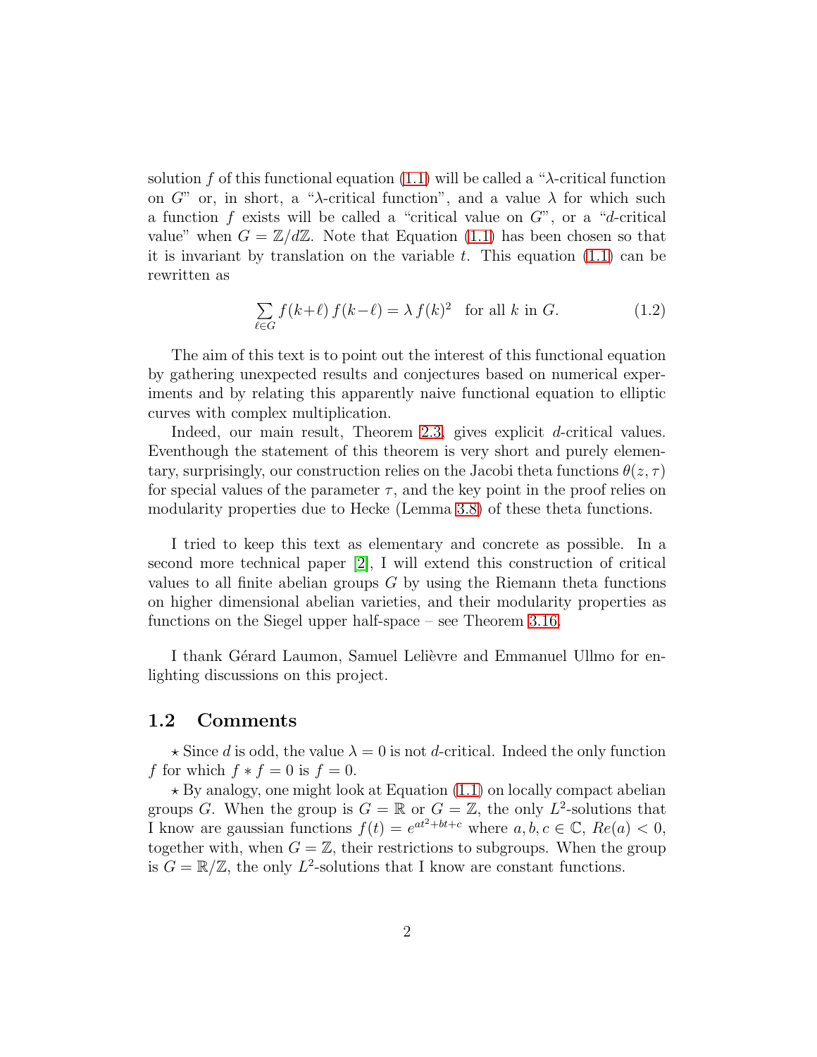solution $f$ of this functional equation (1.1) will be called a "$\lambda$-critical function on $G$" or, in short, a "$\lambda$-critical function", and a value $\lambda$ for which such a function $f$ exists will be called a "critical value on $G$", or a "$d$-critical value" when $G = \mathbb{Z}/d\mathbb{Z}$. Note that Equation (1.1) has been chosen so that it is invariant by translation on the variable $t$. This equation (1.1) can be rewritten as

$$\sum_{\ell \in G} f(k+\ell)\, f(k-\ell) = \lambda\, f(k)^2 \quad \text{for all } k \text{ in } G. \tag{1.2}$$

The aim of this text is to point out the interest of this functional equation by gathering unexpected results and conjectures based on numerical experiments and by relating this apparently naive functional equation to elliptic curves with complex multiplication.

Indeed, our main result, Theorem 2.3, gives explicit $d$-critical values. Eventhough the statement of this theorem is very short and purely elementary, surprisingly, our construction relies on the Jacobi theta functions $\theta(z, \tau)$ for special values of the parameter $\tau$, and the key point in the proof relies on modularity properties due to Hecke (Lemma 3.8) of these theta functions.

I tried to keep this text as elementary and concrete as possible. In a second more technical paper [2], I will extend this construction of critical values to all finite abelian groups $G$ by using the Riemann theta functions on higher dimensional abelian varieties, and their modularity properties as functions on the Siegel upper half-space – see Theorem 3.16.

I thank Gérard Laumon, Samuel Lelièvre and Emmanuel Ullmo for enlighting discussions on this project.

## 1.2 Comments

$\star$ Since $d$ is odd, the value $\lambda = 0$ is not $d$-critical. Indeed the only function $f$ for which $f * f = 0$ is $f = 0$.

$\star$ By analogy, one might look at Equation (1.1) on locally compact abelian groups $G$. When the group is $G = \mathbb{R}$ or $G = \mathbb{Z}$, the only $L^2$-solutions that I know are gaussian functions $f(t) = e^{at^2+bt+c}$ where $a, b, c \in \mathbb{C}$, $Re(a) < 0$, together with, when $G = \mathbb{Z}$, their restrictions to subgroups. When the group is $G = \mathbb{R}/\mathbb{Z}$, the only $L^2$-solutions that I know are constant functions.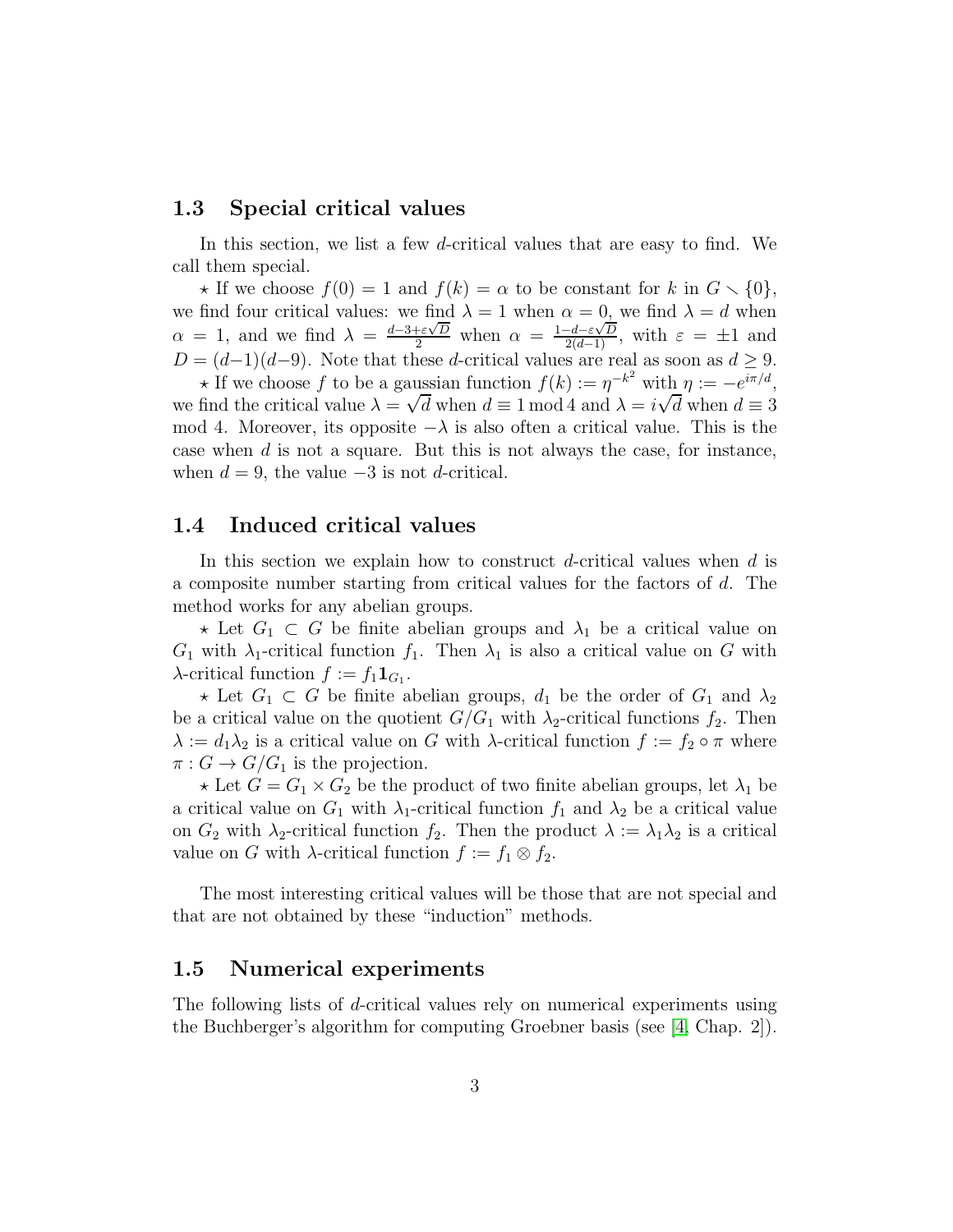## 1.3 Special critical values

In this section, we list a few $d$-critical values that are easy to find. We call them special.

$\star$ If we choose $f(0) = 1$ and $f(k) = \alpha$ to be constant for $k$ in $G \smallsetminus \{0\}$, we find four critical values: we find $\lambda = 1$ when $\alpha = 0$, we find $\lambda = d$ when $\alpha = 1$, and we find $\lambda = \frac{d-3+\varepsilon\sqrt{D}}{2}$ when $\alpha = \frac{1-d-\varepsilon\sqrt{D}}{2(d-1)}$, with $\varepsilon = \pm 1$ and $D = (d-1)(d-9)$. Note that these $d$-critical values are real as soon as $d \geq 9$.

$\star$ If we choose $f$ to be a gaussian function $f(k) := \eta^{-k^2}$ with $\eta := -e^{i\pi/d}$, we find the critical value $\lambda = \sqrt{d}$ when $d \equiv 1 \bmod 4$ and $\lambda = i\sqrt{d}$ when $d \equiv 3 \bmod 4$. Moreover, its opposite $-\lambda$ is also often a critical value. This is the case when $d$ is not a square. But this is not always the case, for instance, when $d = 9$, the value $-3$ is not $d$-critical.

## 1.4 Induced critical values

In this section we explain how to construct $d$-critical values when $d$ is a composite number starting from critical values for the factors of $d$. The method works for any abelian groups.

$\star$ Let $G_1 \subset G$ be finite abelian groups and $\lambda_1$ be a critical value on $G_1$ with $\lambda_1$-critical function $f_1$. Then $\lambda_1$ is also a critical value on $G$ with $\lambda$-critical function $f := f_1 \mathbf{1}_{G_1}$.

$\star$ Let $G_1 \subset G$ be finite abelian groups, $d_1$ be the order of $G_1$ and $\lambda_2$ be a critical value on the quotient $G/G_1$ with $\lambda_2$-critical functions $f_2$. Then $\lambda := d_1\lambda_2$ is a critical value on $G$ with $\lambda$-critical function $f := f_2 \circ \pi$ where $\pi : G \to G/G_1$ is the projection.

$\star$ Let $G = G_1 \times G_2$ be the product of two finite abelian groups, let $\lambda_1$ be a critical value on $G_1$ with $\lambda_1$-critical function $f_1$ and $\lambda_2$ be a critical value on $G_2$ with $\lambda_2$-critical function $f_2$. Then the product $\lambda := \lambda_1\lambda_2$ is a critical value on $G$ with $\lambda$-critical function $f := f_1 \otimes f_2$.

The most interesting critical values will be those that are not special and that are not obtained by these "induction" methods.

## 1.5 Numerical experiments

The following lists of $d$-critical values rely on numerical experiments using the Buchberger's algorithm for computing Groebner basis (see [4, Chap. 2]).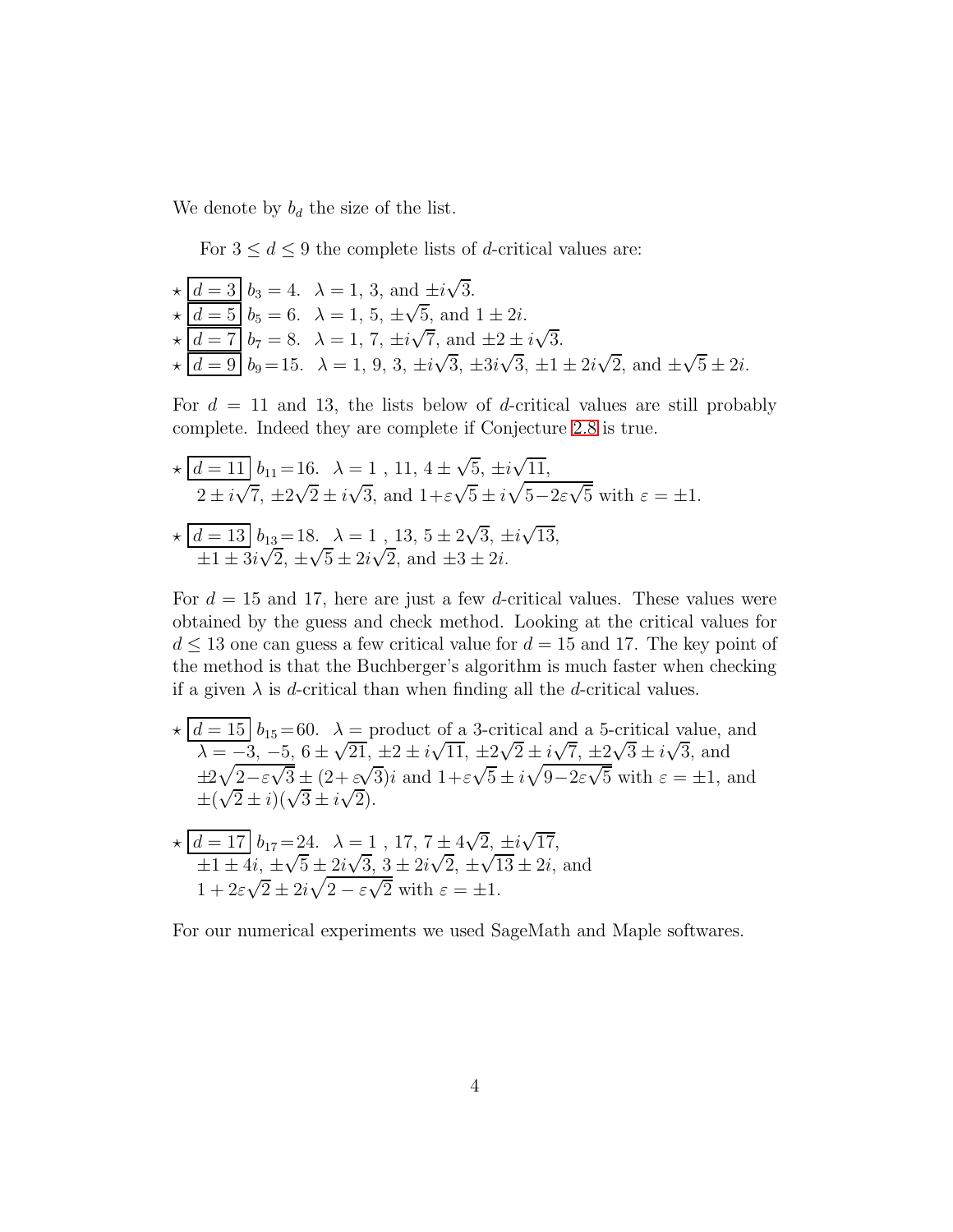We denote by $b_d$ the size of the list.

For $3 \le d \le 9$ the complete lists of $d$-critical values are:

- $\star$ $\boxed{d=3}$ $b_3 = 4$. $\lambda = 1,\ 3$, and $\pm i\sqrt{3}$.
- $\star$ $\boxed{d=5}$ $b_5 = 6$. $\lambda = 1,\ 5,\ \pm\sqrt{5}$, and $1 \pm 2i$.
- $\star$ $\boxed{d=7}$ $b_7 = 8$. $\lambda = 1,\ 7,\ \pm i\sqrt{7}$, and $\pm 2 \pm i\sqrt{3}$.
- $\star$ $\boxed{d=9}$ $b_9 = 15$. $\lambda = 1,\ 9,\ 3,\ \pm i\sqrt{3},\ \pm 3i\sqrt{3},\ \pm 1 \pm 2i\sqrt{2}$, and $\pm\sqrt{5} \pm 2i$.

For $d = 11$ and $13$, the lists below of $d$-critical values are still probably complete. Indeed they are complete if Conjecture 2.8 is true.

- $\star$ $\boxed{d=11}$ $b_{11} = 16$. $\lambda = 1\ ,\ 11,\ 4 \pm \sqrt{5},\ \pm i\sqrt{11}$, $2 \pm i\sqrt{7},\ \pm 2\sqrt{2} \pm i\sqrt{3}$, and $1 + \varepsilon\sqrt{5} \pm i\sqrt{5 - 2\varepsilon\sqrt{5}}$ with $\varepsilon = \pm 1$.
- $\star$ $\boxed{d=13}$ $b_{13} = 18$. $\lambda = 1\ ,\ 13,\ 5 \pm 2\sqrt{3},\ \pm i\sqrt{13}$, $\pm 1 \pm 3i\sqrt{2},\ \pm\sqrt{5} \pm 2i\sqrt{2}$, and $\pm 3 \pm 2i$.

For $d = 15$ and $17$, here are just a few $d$-critical values. These values were obtained by the guess and check method. Looking at the critical values for $d \le 13$ one can guess a few critical value for $d = 15$ and $17$. The key point of the method is that the Buchberger's algorithm is much faster when checking if a given $\lambda$ is $d$-critical than when finding all the $d$-critical values.

- $\star$ $\boxed{d=15}$ $b_{15} = 60$. $\lambda =$ product of a 3-critical and a 5-critical value, and $\lambda = -3,\ -5,\ 6 \pm \sqrt{21},\ \pm 2 \pm i\sqrt{11},\ \pm 2\sqrt{2} \pm i\sqrt{7},\ \pm 2\sqrt{3} \pm i\sqrt{3}$, and $\pm 2\sqrt{2 - \varepsilon\sqrt{3}} \pm (2 + \varepsilon\sqrt{3})i$ and $1 + \varepsilon\sqrt{5} \pm i\sqrt{9 - 2\varepsilon\sqrt{5}}$ with $\varepsilon = \pm 1$, and $\pm(\sqrt{2} \pm i)(\sqrt{3} \pm i\sqrt{2})$.
- $\star$ $\boxed{d=17}$ $b_{17} = 24$. $\lambda = 1\ ,\ 17,\ 7 \pm 4\sqrt{2},\ \pm i\sqrt{17}$, $\pm 1 \pm 4i,\ \pm\sqrt{5} \pm 2i\sqrt{3},\ 3 \pm 2i\sqrt{2},\ \pm\sqrt{13} \pm 2i$, and $1 + 2\varepsilon\sqrt{2} \pm 2i\sqrt{2 - \varepsilon\sqrt{2}}$ with $\varepsilon = \pm 1$.

For our numerical experiments we used SageMath and Maple softwares.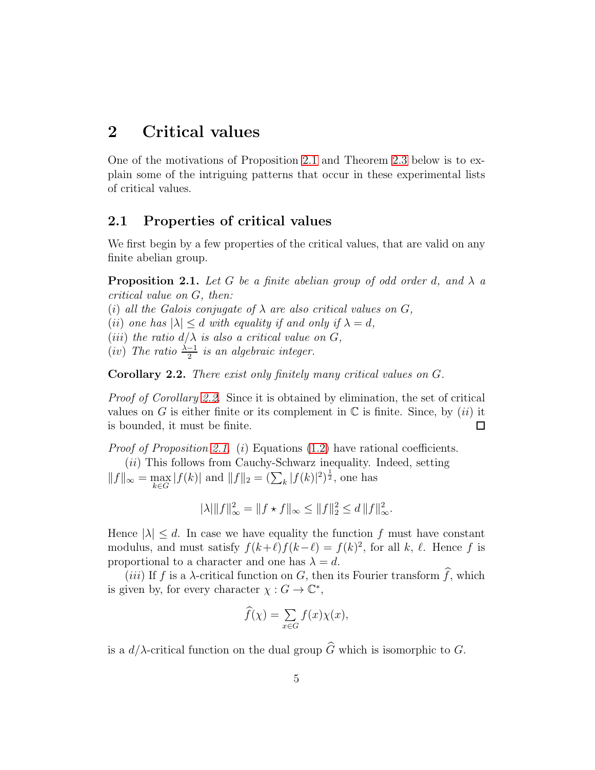# 2 Critical values

One of the motivations of Proposition 2.1 and Theorem 2.3 below is to explain some of the intriguing patterns that occur in these experimental lists of critical values.

## 2.1 Properties of critical values

We first begin by a few properties of the critical values, that are valid on any finite abelian group.

**Proposition 2.1.** *Let $G$ be a finite abelian group of odd order $d$, and $\lambda$ a critical value on $G$, then:*
*$(i)$ all the Galois conjugate of $\lambda$ are also critical values on $G$,*
*$(ii)$ one has $|\lambda| \leq d$ with equality if and only if $\lambda = d$,*
*$(iii)$ the ratio $d/\lambda$ is also a critical value on $G$,*
*$(iv)$ The ratio $\frac{\lambda-1}{2}$ is an algebraic integer.*

**Corollary 2.2.** *There exist only finitely many critical values on $G$.*

*Proof of Corollary 2.2.* Since it is obtained by elimination, the set of critical values on $G$ is either finite or its complement in $\mathbb{C}$ is finite. Since, by $(ii)$ it is bounded, it must be finite. □

*Proof of Proposition 2.1.* $(i)$ Equations (1.2) have rational coefficients.

$(ii)$ This follows from Cauchy-Schwarz inequality. Indeed, setting $\|f\|_\infty = \max_{k \in G} |f(k)|$ and $\|f\|_2 = (\sum_k |f(k)|^2)^{\frac{1}{2}}$, one has

$$|\lambda| \|f\|_\infty^2 = \|f \star f\|_\infty \leq \|f\|_2^2 \leq d\, \|f\|_\infty^2.$$

Hence $|\lambda| \leq d$. In case we have equality the function $f$ must have constant modulus, and must satisfy $f(k+\ell)f(k-\ell) = f(k)^2$, for all $k$, $\ell$. Hence $f$ is proportional to a character and one has $\lambda = d$.

$(iii)$ If $f$ is a $\lambda$-critical function on $G$, then its Fourier transform $\widehat{f}$, which is given by, for every character $\chi : G \to \mathbb{C}^*$,

$$\widehat{f}(\chi) = \sum_{x \in G} f(x)\chi(x),$$

is a $d/\lambda$-critical function on the dual group $\widehat{G}$ which is isomorphic to $G$.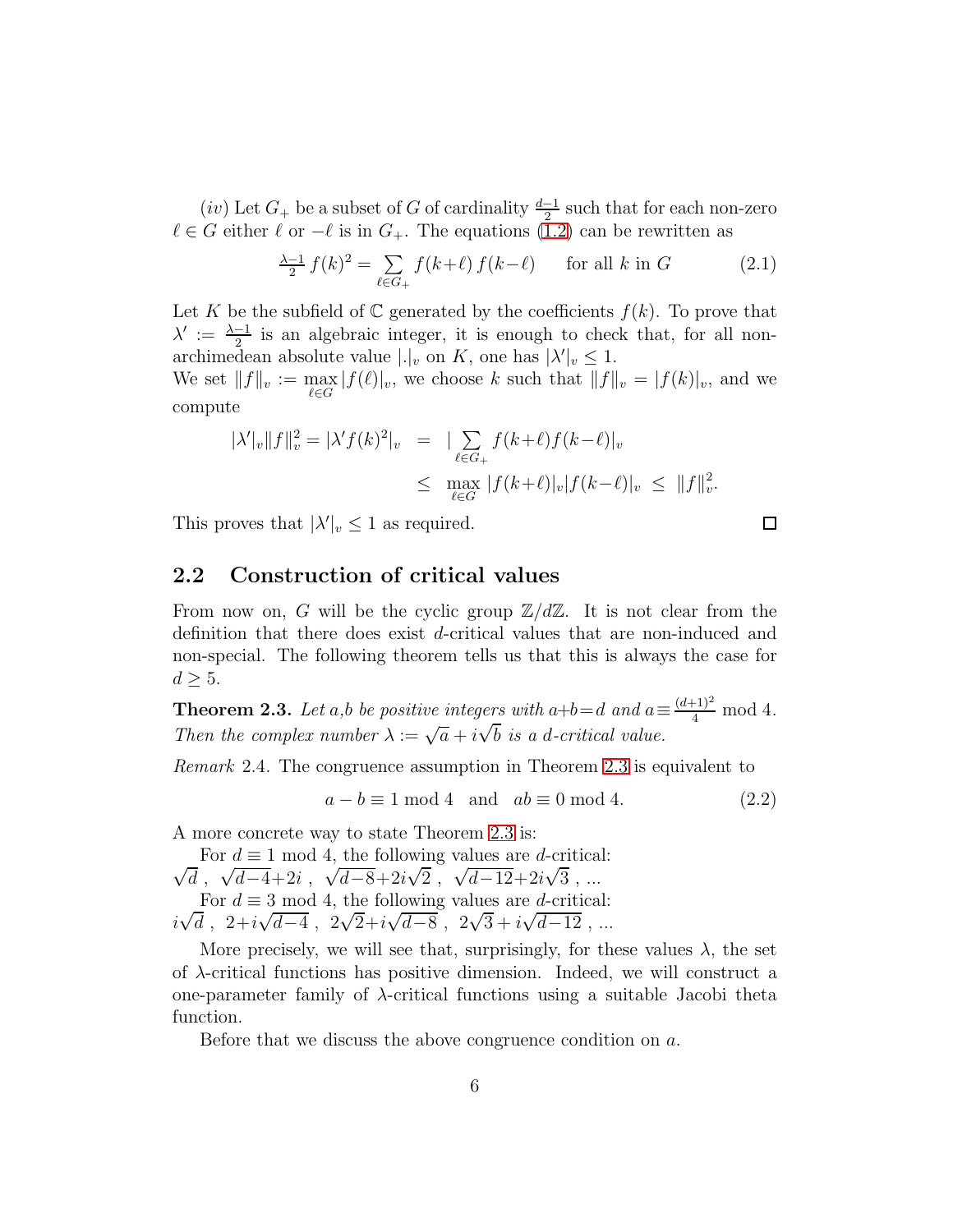(*iv*) Let $G_+$ be a subset of $G$ of cardinality $\frac{d-1}{2}$ such that for each non-zero $\ell \in G$ either $\ell$ or $-\ell$ is in $G_+$. The equations (1.2) can be rewritten as

$$\tfrac{\lambda-1}{2}\, f(k)^2 = \sum_{\ell\in G_+} f(k+\ell)\, f(k-\ell) \qquad \text{for all } k \text{ in } G \tag{2.1}$$

Let $K$ be the subfield of $\mathbb{C}$ generated by the coefficients $f(k)$. To prove that $\lambda' := \frac{\lambda-1}{2}$ is an algebraic integer, it is enough to check that, for all non-archimedean absolute value $|.|_v$ on $K$, one has $|\lambda'|_v \leq 1$.
We set $\|f\|_v := \max_{\ell\in G} |f(\ell)|_v$, we choose $k$ such that $\|f\|_v = |f(k)|_v$, and we compute

$$\begin{aligned} |\lambda'|_v \|f\|_v^2 = |\lambda' f(k)^2|_v &= |\sum_{\ell\in G_+} f(k+\ell) f(k-\ell)|_v \\ &\leq \max_{\ell\in G} |f(k+\ell)|_v |f(k-\ell)|_v \leq \|f\|_v^2. \end{aligned}$$

This proves that $|\lambda'|_v \leq 1$ as required. $\square$

## 2.2 Construction of critical values

From now on, $G$ will be the cyclic group $\mathbb{Z}/d\mathbb{Z}$. It is not clear from the definition that there does exist $d$-critical values that are non-induced and non-special. The following theorem tells us that this is always the case for $d \geq 5$.

**Theorem 2.3.** *Let $a$,$b$ be positive integers with $a+b=d$ and $a \equiv \frac{(d+1)^2}{4} \bmod 4$. Then the complex number $\lambda := \sqrt{a} + i\sqrt{b}$ is a $d$-critical value.*

*Remark* 2.4. The congruence assumption in Theorem 2.3 is equivalent to

$$a - b \equiv 1 \bmod 4 \quad \text{and} \quad ab \equiv 0 \bmod 4. \tag{2.2}$$

A more concrete way to state Theorem 2.3 is:

For $d \equiv 1 \bmod 4$, the following values are $d$-critical:
$\sqrt{d}$ , $\sqrt{d-4}+2i$ , $\sqrt{d-8}+2i\sqrt{2}$ , $\sqrt{d-12}+2i\sqrt{3}$ , ...

For $d \equiv 3 \bmod 4$, the following values are $d$-critical:
$i\sqrt{d}$ , $2+i\sqrt{d-4}$ , $2\sqrt{2}+i\sqrt{d-8}$ , $2\sqrt{3}+i\sqrt{d-12}$ , ...

More precisely, we will see that, surprisingly, for these values $\lambda$, the set of $\lambda$-critical functions has positive dimension. Indeed, we will construct a one-parameter family of $\lambda$-critical functions using a suitable Jacobi theta function.

Before that we discuss the above congruence condition on $a$.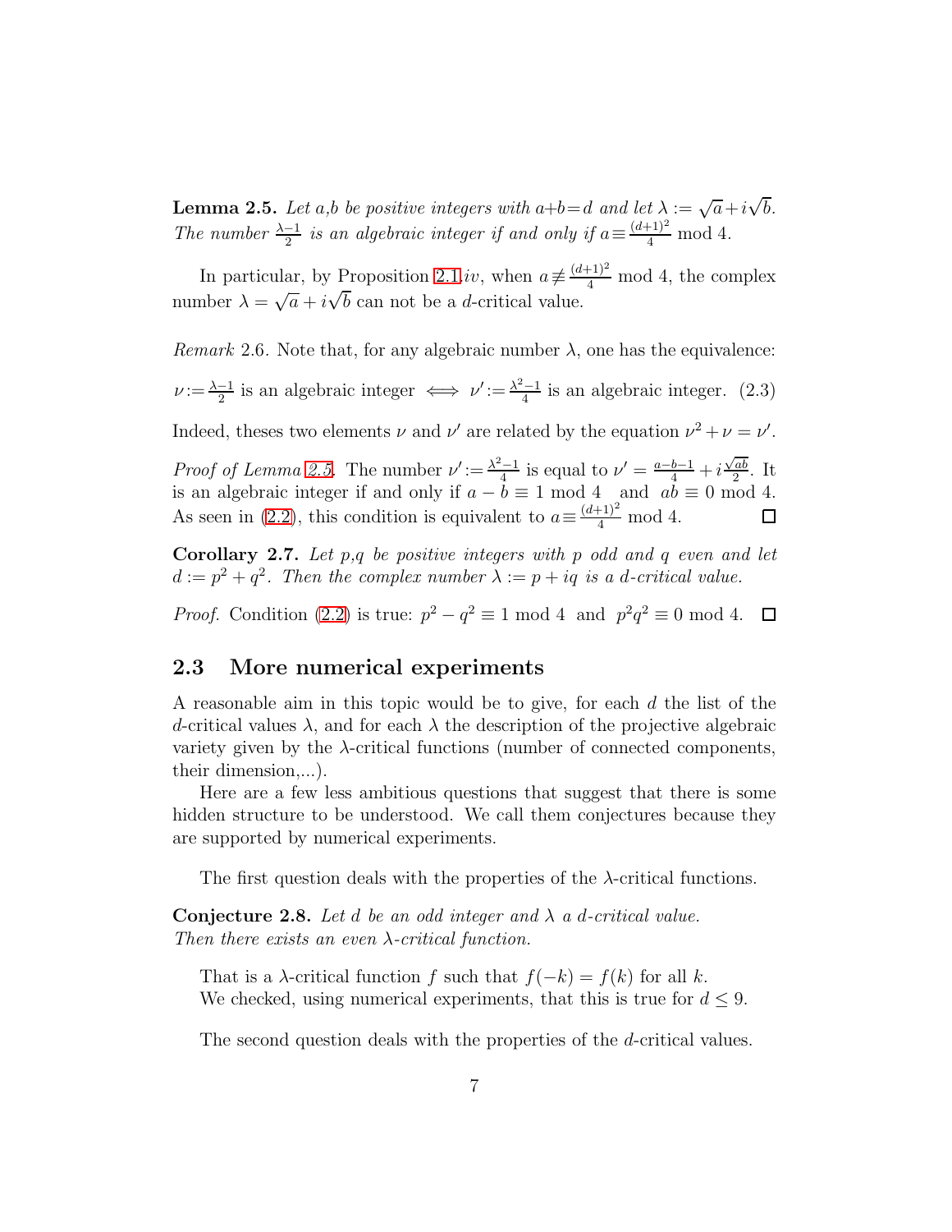**Lemma 2.5.** *Let a,b be positive integers with a+b=d and let $\lambda := \sqrt{a}+i\sqrt{b}$. The number $\frac{\lambda-1}{2}$ is an algebraic integer if and only if $a \equiv \frac{(d+1)^2}{4}$ mod 4.*

In particular, by Proposition 2.1.*iv*, when $a \not\equiv \frac{(d+1)^2}{4}$ mod 4, the complex number $\lambda = \sqrt{a}+i\sqrt{b}$ can not be a $d$-critical value.

*Remark* 2.6. Note that, for any algebraic number $\lambda$, one has the equivalence:

$$\nu := \tfrac{\lambda-1}{2} \text{ is an algebraic integer} \iff \nu' := \tfrac{\lambda^2-1}{4} \text{ is an algebraic integer.} \quad (2.3)$$

Indeed, theses two elements $\nu$ and $\nu'$ are related by the equation $\nu^2+\nu=\nu'$.

*Proof of Lemma 2.5.* The number $\nu' := \frac{\lambda^2-1}{4}$ is equal to $\nu' = \frac{a-b-1}{4} + i\frac{\sqrt{ab}}{2}$. It is an algebraic integer if and only if $a-b \equiv 1$ mod 4 and $ab \equiv 0$ mod 4. As seen in (2.2), this condition is equivalent to $a \equiv \frac{(d+1)^2}{4}$ mod 4. ◻

**Corollary 2.7.** *Let p,q be positive integers with p odd and q even and let $d := p^2+q^2$. Then the complex number $\lambda := p+iq$ is a d-critical value.*

*Proof.* Condition (2.2) is true: $p^2-q^2 \equiv 1$ mod 4 and $p^2q^2 \equiv 0$ mod 4. ◻

## 2.3 More numerical experiments

A reasonable aim in this topic would be to give, for each $d$ the list of the $d$-critical values $\lambda$, and for each $\lambda$ the description of the projective algebraic variety given by the $\lambda$-critical functions (number of connected components, their dimension,...).

Here are a few less ambitious questions that suggest that there is some hidden structure to be understood. We call them conjectures because they are supported by numerical experiments.

The first question deals with the properties of the $\lambda$-critical functions.

**Conjecture 2.8.** *Let d be an odd integer and $\lambda$ a d-critical value. Then there exists an even $\lambda$-critical function.*

That is a $\lambda$-critical function $f$ such that $f(-k)=f(k)$ for all $k$.
We checked, using numerical experiments, that this is true for $d \le 9$.

The second question deals with the properties of the $d$-critical values.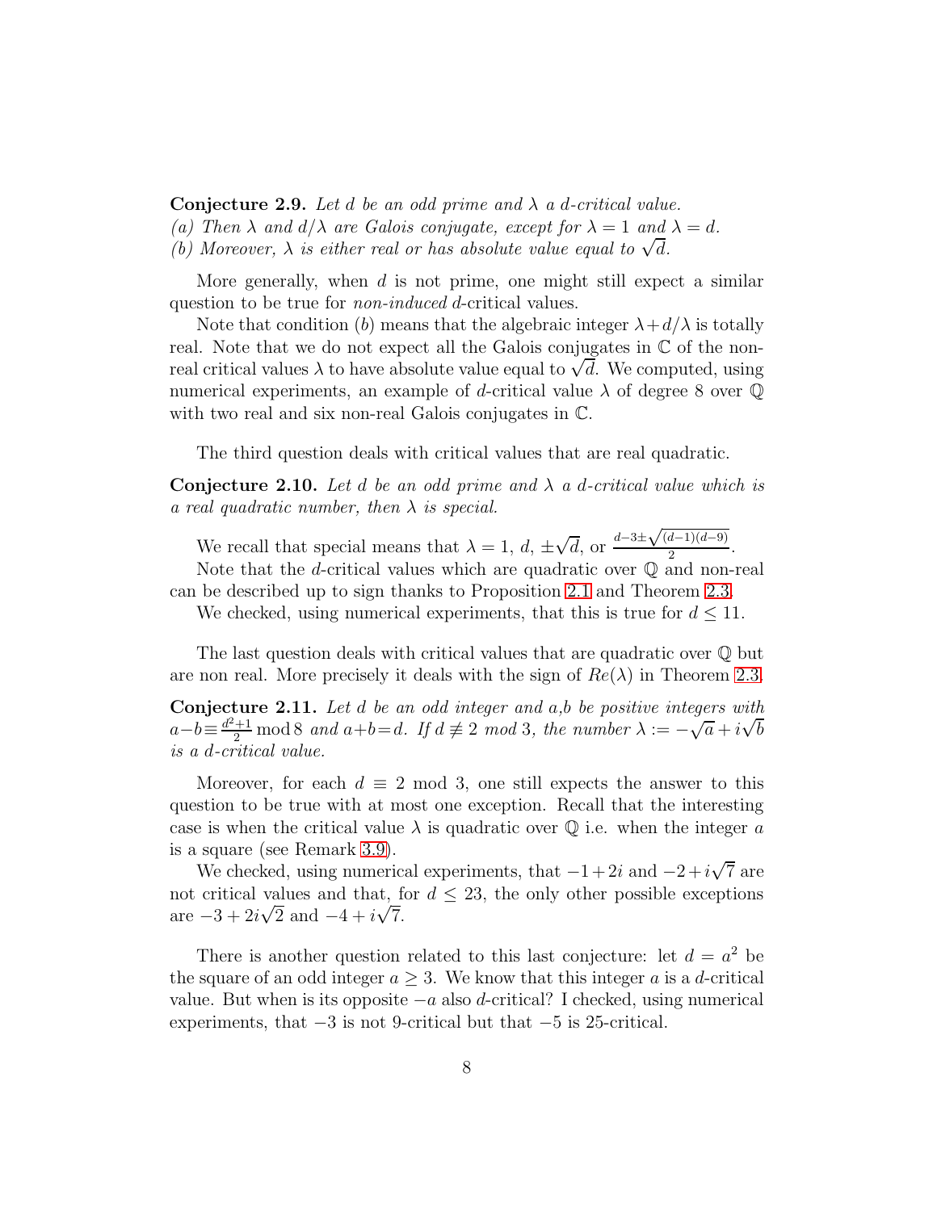**Conjecture 2.9.** *Let $d$ be an odd prime and $\lambda$ a $d$-critical value.*
*(a) Then $\lambda$ and $d/\lambda$ are Galois conjugate, except for $\lambda = 1$ and $\lambda = d$.*
*(b) Moreover, $\lambda$ is either real or has absolute value equal to $\sqrt{d}$.*

More generally, when $d$ is not prime, one might still expect a similar question to be true for *non-induced* $d$-critical values.

Note that condition $(b)$ means that the algebraic integer $\lambda + d/\lambda$ is totally real. Note that we do not expect all the Galois conjugates in $\mathbb{C}$ of the non-real critical values $\lambda$ to have absolute value equal to $\sqrt{d}$. We computed, using numerical experiments, an example of $d$-critical value $\lambda$ of degree 8 over $\mathbb{Q}$ with two real and six non-real Galois conjugates in $\mathbb{C}$.

The third question deals with critical values that are real quadratic.

**Conjecture 2.10.** *Let $d$ be an odd prime and $\lambda$ a $d$-critical value which is a real quadratic number, then $\lambda$ is special.*

We recall that special means that $\lambda = 1$, $d$, $\pm\sqrt{d}$, or $\frac{d-3\pm\sqrt{(d-1)(d-9)}}{2}$.

Note that the $d$-critical values which are quadratic over $\mathbb{Q}$ and non-real can be described up to sign thanks to Proposition 2.1 and Theorem 2.3.

We checked, using numerical experiments, that this is true for $d \leq 11$.

The last question deals with critical values that are quadratic over $\mathbb{Q}$ but are non real. More precisely it deals with the sign of $Re(\lambda)$ in Theorem 2.3.

**Conjecture 2.11.** *Let $d$ be an odd integer and $a$,$b$ be positive integers with $a-b \equiv \frac{d^2+1}{2} \bmod 8$ and $a+b=d$. If $d \not\equiv 2$ mod 3, the number $\lambda := -\sqrt{a} + i\sqrt{b}$ is a $d$-critical value.*

Moreover, for each $d \equiv 2 \bmod 3$, one still expects the answer to this question to be true with at most one exception. Recall that the interesting case is when the critical value $\lambda$ is quadratic over $\mathbb{Q}$ i.e. when the integer $a$ is a square (see Remark 3.9).

We checked, using numerical experiments, that $-1+2i$ and $-2+i\sqrt{7}$ are not critical values and that, for $d \leq 23$, the only other possible exceptions are $-3+2i\sqrt{2}$ and $-4+i\sqrt{7}$.

There is another question related to this last conjecture: let $d = a^2$ be the square of an odd integer $a \geq 3$. We know that this integer $a$ is a $d$-critical value. But when is its opposite $-a$ also $d$-critical? I checked, using numerical experiments, that $-3$ is not 9-critical but that $-5$ is 25-critical.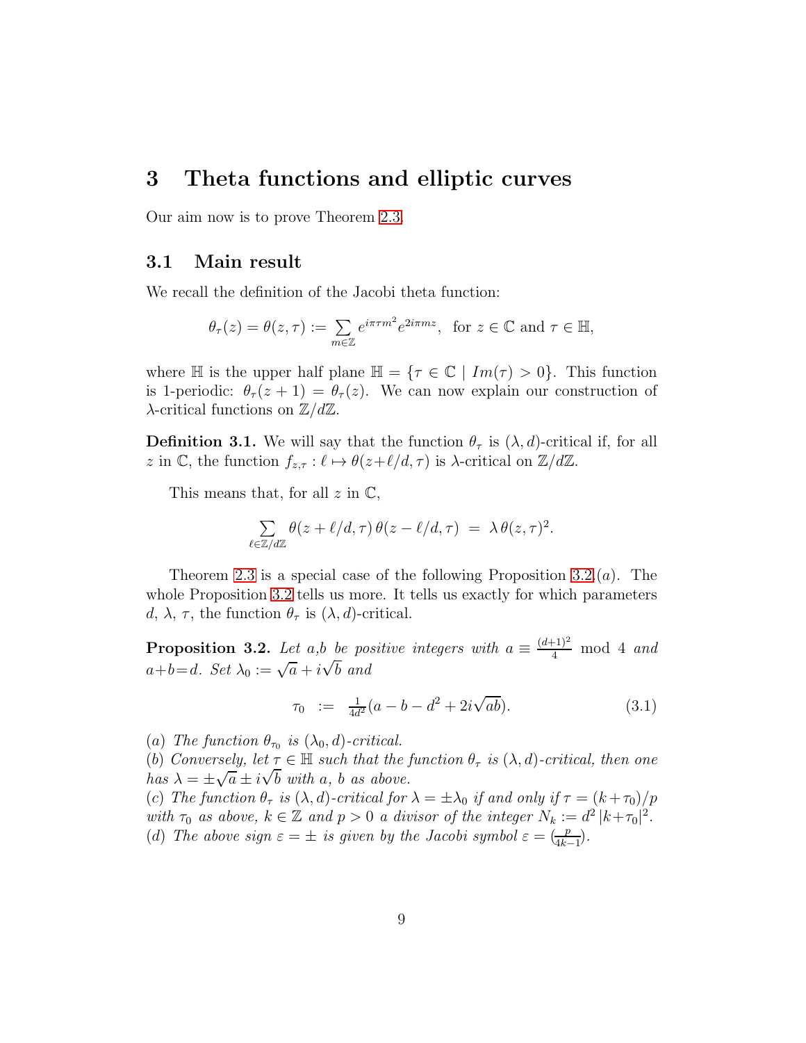# 3 Theta functions and elliptic curves

Our aim now is to prove Theorem 2.3.

## 3.1 Main result

We recall the definition of the Jacobi theta function:

$$\theta_\tau(z) = \theta(z,\tau) := \sum_{m\in\mathbb{Z}} e^{i\pi\tau m^2} e^{2i\pi m z}, \text{ for } z \in \mathbb{C} \text{ and } \tau \in \mathbb{H},$$

where $\mathbb{H}$ is the upper half plane $\mathbb{H} = \{\tau \in \mathbb{C} \mid Im(\tau) > 0\}$. This function is 1-periodic: $\theta_\tau(z+1) = \theta_\tau(z)$. We can now explain our construction of $\lambda$-critical functions on $\mathbb{Z}/d\mathbb{Z}$.

**Definition 3.1.** We will say that the function $\theta_\tau$ is $(\lambda, d)$-critical if, for all $z$ in $\mathbb{C}$, the function $f_{z,\tau} : \ell \mapsto \theta(z+\ell/d, \tau)$ is $\lambda$-critical on $\mathbb{Z}/d\mathbb{Z}$.

This means that, for all $z$ in $\mathbb{C}$,

$$\sum_{\ell\in\mathbb{Z}/d\mathbb{Z}} \theta(z+\ell/d,\tau)\,\theta(z-\ell/d,\tau) \;=\; \lambda\,\theta(z,\tau)^2.$$

Theorem 2.3 is a special case of the following Proposition 3.2.$(a)$. The whole Proposition 3.2 tells us more. It tells us exactly for which parameters $d$, $\lambda$, $\tau$, the function $\theta_\tau$ is $(\lambda, d)$-critical.

**Proposition 3.2.** *Let $a$,$b$ be positive integers with $a \equiv \frac{(d+1)^2}{4} \bmod 4$ and $a+b=d$. Set $\lambda_0 := \sqrt{a} + i\sqrt{b}$ and*

$$\tau_0 \;:=\; \tfrac{1}{4d^2}(a - b - d^2 + 2i\sqrt{ab}). \tag{3.1}$$

$(a)$ *The function $\theta_{\tau_0}$ is $(\lambda_0, d)$-critical.*
$(b)$ *Conversely, let $\tau \in \mathbb{H}$ such that the function $\theta_\tau$ is $(\lambda, d)$-critical, then one has $\lambda = \pm\sqrt{a} \pm i\sqrt{b}$ with $a$, $b$ as above.*
$(c)$ *The function $\theta_\tau$ is $(\lambda, d)$-critical for $\lambda = \pm\lambda_0$ if and only if $\tau = (k+\tau_0)/p$ with $\tau_0$ as above, $k \in \mathbb{Z}$ and $p > 0$ a divisor of the integer $N_k := d^2\,|k+\tau_0|^2$.*
$(d)$ *The above sign $\varepsilon = \pm$ is given by the Jacobi symbol $\varepsilon = (\frac{p}{4k-1})$.*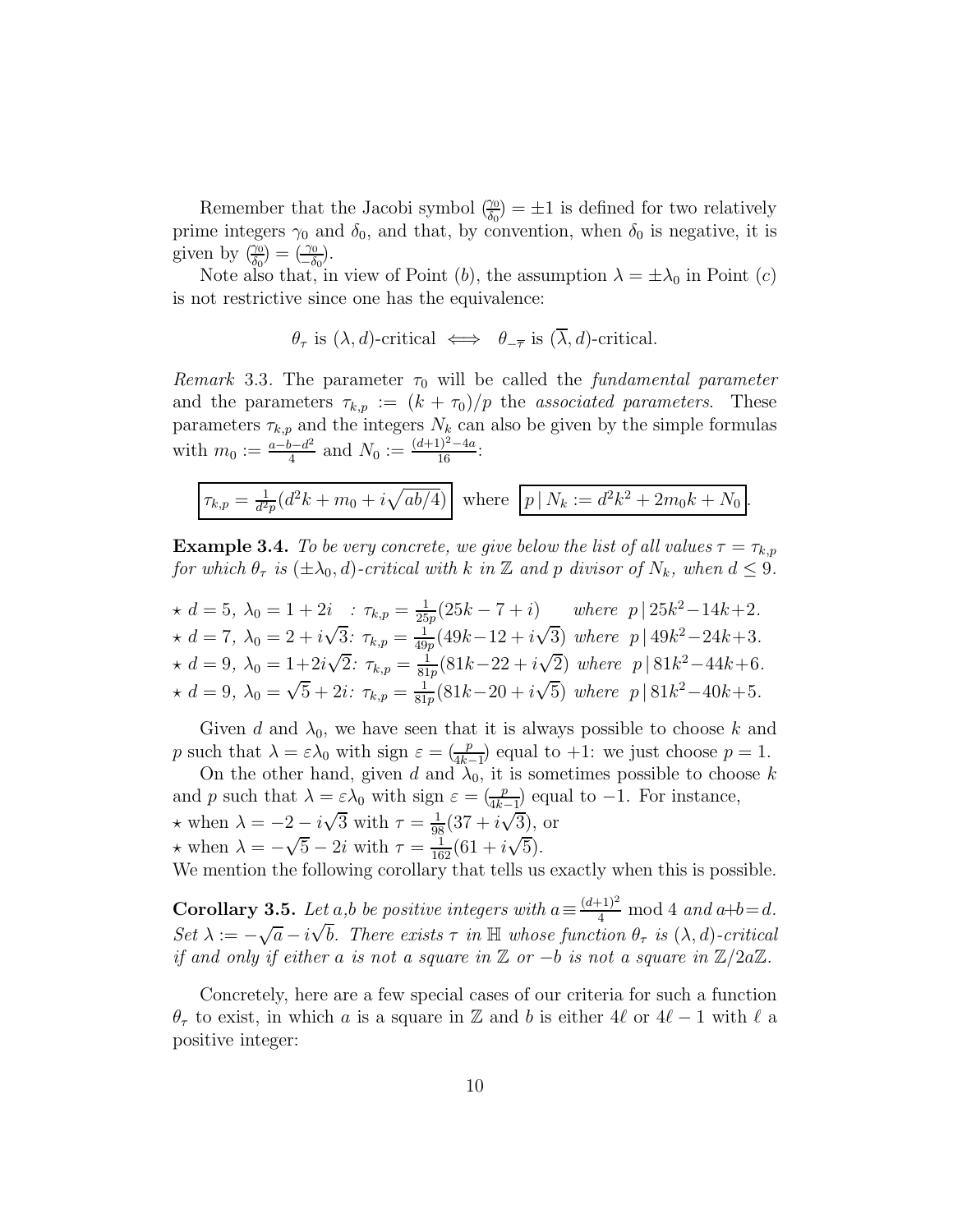Remember that the Jacobi symbol $(\frac{\gamma_0}{\delta_0}) = \pm 1$ is defined for two relatively prime integers $\gamma_0$ and $\delta_0$, and that, by convention, when $\delta_0$ is negative, it is given by $(\frac{\gamma_0}{\delta_0}) = (\frac{\gamma_0}{-\delta_0})$.

Note also that, in view of Point $(b)$, the assumption $\lambda = \pm\lambda_0$ in Point $(c)$ is not restrictive since one has the equivalence:

$$\theta_\tau \text{ is } (\lambda, d)\text{-critical} \iff \theta_{-\overline{\tau}} \text{ is } (\overline{\lambda}, d)\text{-critical}.$$

*Remark* 3.3. The parameter $\tau_0$ will be called the *fundamental parameter* and the parameters $\tau_{k,p} := (k + \tau_0)/p$ the *associated parameters*. These parameters $\tau_{k,p}$ and the integers $N_k$ can also be given by the simple formulas with $m_0 := \frac{a-b-d^2}{4}$ and $N_0 := \frac{(d+1)^2-4a}{16}$:

$$\boxed{\tau_{k,p} = \tfrac{1}{d^2 p}(d^2k + m_0 + i\sqrt{ab/4})} \text{ where } \boxed{p \mid N_k := d^2k^2 + 2m_0k + N_0}.$$

**Example 3.4.** *To be very concrete, we give below the list of all values $\tau = \tau_{k,p}$ for which $\theta_\tau$ is $(\pm\lambda_0, d)$-critical with $k$ in $\mathbb{Z}$ and $p$ divisor of $N_k$, when $d \leq 9$.*

- $\star$ $d = 5$, $\lambda_0 = 1 + 2i$ : $\tau_{k,p} = \frac{1}{25p}(25k - 7 + i)$ *where* $p \mid 25k^2 - 14k + 2$.
- $\star$ $d = 7$, $\lambda_0 = 2 + i\sqrt{3}$: $\tau_{k,p} = \frac{1}{49p}(49k - 12 + i\sqrt{3})$ *where* $p \mid 49k^2 - 24k + 3$.
- $\star$ $d = 9$, $\lambda_0 = 1 + 2i\sqrt{2}$: $\tau_{k,p} = \frac{1}{81p}(81k - 22 + i\sqrt{2})$ *where* $p \mid 81k^2 - 44k + 6$.
- $\star$ $d = 9$, $\lambda_0 = \sqrt{5} + 2i$: $\tau_{k,p} = \frac{1}{81p}(81k - 20 + i\sqrt{5})$ *where* $p \mid 81k^2 - 40k + 5$.

Given $d$ and $\lambda_0$, we have seen that it is always possible to choose $k$ and $p$ such that $\lambda = \varepsilon\lambda_0$ with sign $\varepsilon = (\frac{p}{4k-1})$ equal to $+1$: we just choose $p = 1$.

On the other hand, given $d$ and $\lambda_0$, it is sometimes possible to choose $k$ and $p$ such that $\lambda = \varepsilon\lambda_0$ with sign $\varepsilon = (\frac{p}{4k-1})$ equal to $-1$. For instance,

- $\star$ when $\lambda = -2 - i\sqrt{3}$ with $\tau = \frac{1}{98}(37 + i\sqrt{3})$, or
- $\star$ when $\lambda = -\sqrt{5} - 2i$ with $\tau = \frac{1}{162}(61 + i\sqrt{5})$.

We mention the following corollary that tells us exactly when this is possible.

**Corollary 3.5.** *Let $a$,$b$ be positive integers with $a \equiv \frac{(d+1)^2}{4} \bmod 4$ and $a+b = d$. Set $\lambda := -\sqrt{a} - i\sqrt{b}$. There exists $\tau$ in $\mathbb{H}$ whose function $\theta_\tau$ is $(\lambda, d)$-critical if and only if either $a$ is not a square in $\mathbb{Z}$ or $-b$ is not a square in $\mathbb{Z}/2a\mathbb{Z}$.*

Concretely, here are a few special cases of our criteria for such a function $\theta_\tau$ to exist, in which $a$ is a square in $\mathbb{Z}$ and $b$ is either $4\ell$ or $4\ell - 1$ with $\ell$ a positive integer: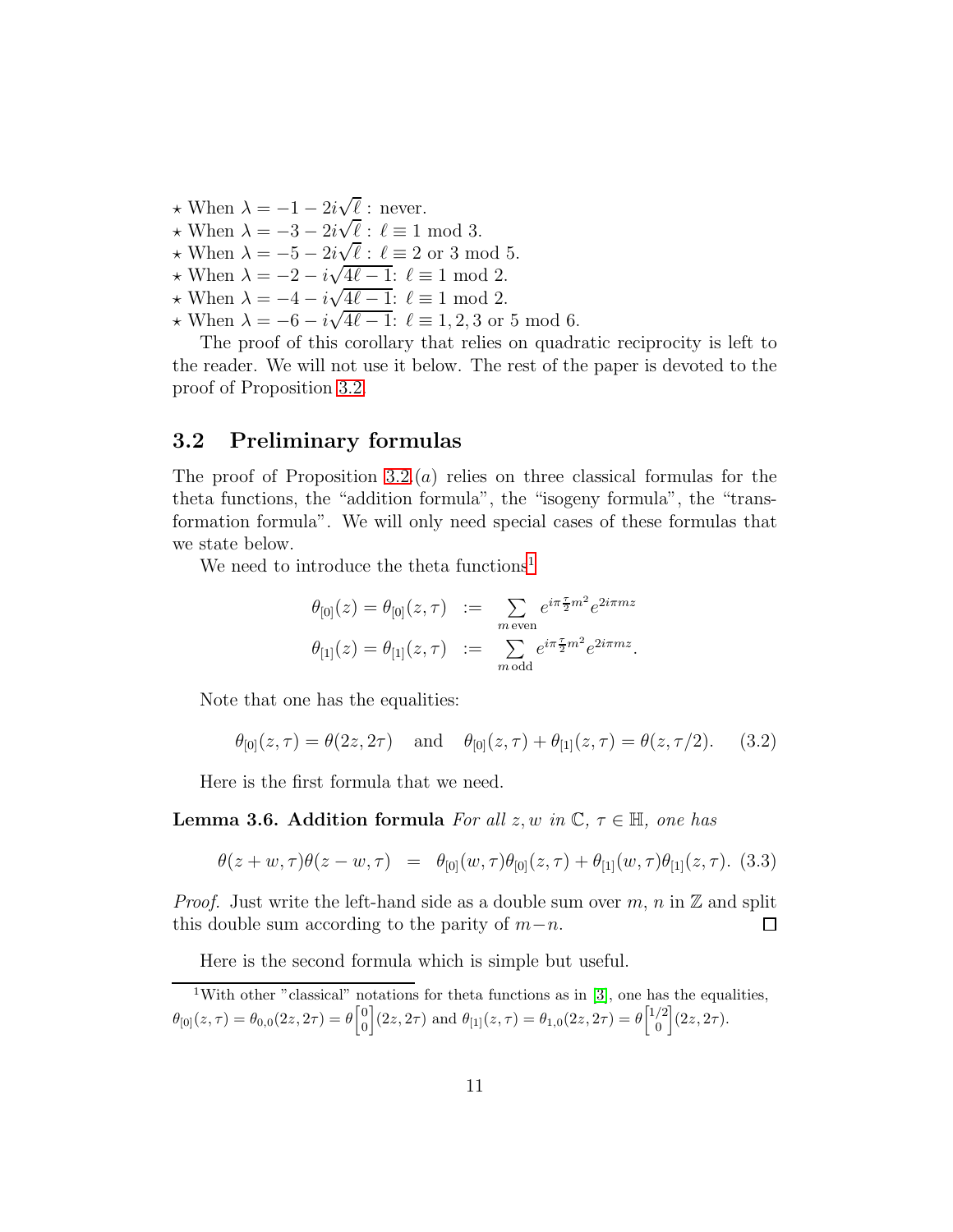⋆ When $\lambda = -1 - 2i\sqrt{\ell}$ : never.
⋆ When $\lambda = -3 - 2i\sqrt{\ell}$ : $\ell \equiv 1 \bmod 3$.
⋆ When $\lambda = -5 - 2i\sqrt{\ell}$ : $\ell \equiv 2$ or $3 \bmod 5$.
⋆ When $\lambda = -2 - i\sqrt{4\ell - 1}$: $\ell \equiv 1 \bmod 2$.
⋆ When $\lambda = -4 - i\sqrt{4\ell - 1}$: $\ell \equiv 1 \bmod 2$.
⋆ When $\lambda = -6 - i\sqrt{4\ell - 1}$: $\ell \equiv 1, 2, 3$ or $5 \bmod 6$.

The proof of this corollary that relies on quadratic reciprocity is left to the reader. We will not use it below. The rest of the paper is devoted to the proof of Proposition 3.2.

## 3.2 Preliminary formulas

The proof of Proposition 3.2.$(a)$ relies on three classical formulas for the theta functions, the "addition formula", the "isogeny formula", the "transformation formula". We will only need special cases of these formulas that we state below.

We need to introduce the theta functions[1]

$$
\begin{aligned}
\theta_{[0]}(z) = \theta_{[0]}(z, \tau) &:= \sum_{m \,\text{even}} e^{i\pi \frac{\tau}{2} m^2} e^{2i\pi m z} \\
\theta_{[1]}(z) = \theta_{[1]}(z, \tau) &:= \sum_{m \,\text{odd}} e^{i\pi \frac{\tau}{2} m^2} e^{2i\pi m z}.
\end{aligned}
$$

Note that one has the equalities:

$$
\theta_{[0]}(z, \tau) = \theta(2z, 2\tau) \quad \text{and} \quad \theta_{[0]}(z, \tau) + \theta_{[1]}(z, \tau) = \theta(z, \tau/2). \tag{3.2}
$$

Here is the first formula that we need.

**Lemma 3.6. Addition formula** *For all $z, w$ in $\mathbb{C}$, $\tau \in \mathbb{H}$, one has*

$$
\theta(z + w, \tau)\theta(z - w, \tau) = \theta_{[0]}(w, \tau)\theta_{[0]}(z, \tau) + \theta_{[1]}(w, \tau)\theta_{[1]}(z, \tau). \tag{3.3}
$$

*Proof.* Just write the left-hand side as a double sum over $m$, $n$ in $\mathbb{Z}$ and split this double sum according to the parity of $m - n$. □

Here is the second formula which is simple but useful.

[1] With other "classical" notations for theta functions as in [3], one has the equalities, $\theta_{[0]}(z, \tau) = \theta_{0,0}(2z, 2\tau) = \theta\begin{bmatrix} 0 \\ 0 \end{bmatrix}(2z, 2\tau)$ and $\theta_{[1]}(z, \tau) = \theta_{1,0}(2z, 2\tau) = \theta\begin{bmatrix} 1/2 \\ 0 \end{bmatrix}(2z, 2\tau)$.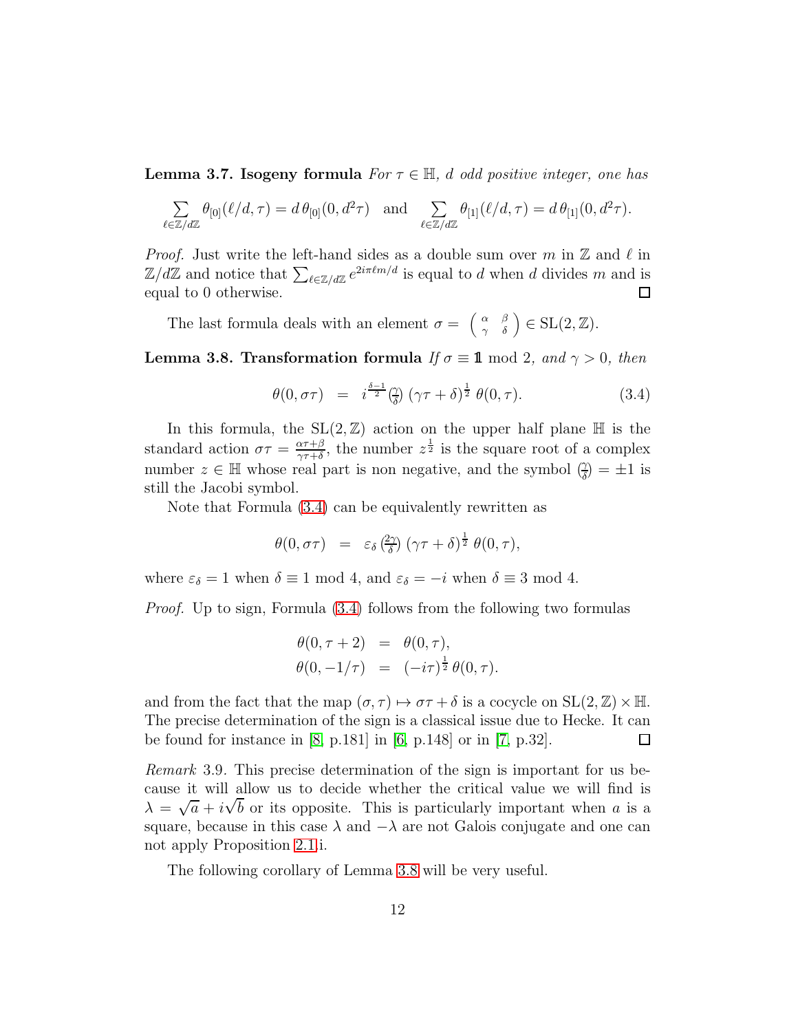**Lemma 3.7. Isogeny formula** *For $\tau \in \mathbb{H}$, $d$ odd positive integer, one has*

$$\sum_{\ell \in \mathbb{Z}/d\mathbb{Z}} \theta_{[0]}(\ell/d, \tau) = d\, \theta_{[0]}(0, d^2\tau) \quad \text{and} \quad \sum_{\ell \in \mathbb{Z}/d\mathbb{Z}} \theta_{[1]}(\ell/d, \tau) = d\, \theta_{[1]}(0, d^2\tau).$$

*Proof.* Just write the left-hand sides as a double sum over $m$ in $\mathbb{Z}$ and $\ell$ in $\mathbb{Z}/d\mathbb{Z}$ and notice that $\sum_{\ell \in \mathbb{Z}/d\mathbb{Z}} e^{2i\pi \ell m/d}$ is equal to $d$ when $d$ divides $m$ and is equal to 0 otherwise. □

The last formula deals with an element $\sigma = \begin{pmatrix} \alpha & \beta \\ \gamma & \delta \end{pmatrix} \in \mathrm{SL}(2, \mathbb{Z})$.

**Lemma 3.8. Transformation formula** *If $\sigma \equiv \mathbb{1} \bmod 2$, and $\gamma > 0$, then*

$$\theta(0, \sigma\tau) \;=\; i^{\frac{\delta-1}{2}} \left(\tfrac{\gamma}{\delta}\right) (\gamma\tau + \delta)^{\frac{1}{2}}\, \theta(0, \tau). \tag{3.4}$$

In this formula, the $\mathrm{SL}(2, \mathbb{Z})$ action on the upper half plane $\mathbb{H}$ is the standard action $\sigma\tau = \frac{\alpha\tau + \beta}{\gamma\tau + \delta}$, the number $z^{\frac{1}{2}}$ is the square root of a complex number $z \in \mathbb{H}$ whose real part is non negative, and the symbol $\left(\frac{\gamma}{\delta}\right) = \pm 1$ is still the Jacobi symbol.

Note that Formula (3.4) can be equivalently rewritten as

$$\theta(0, \sigma\tau) \;=\; \varepsilon_\delta \left(\tfrac{2\gamma}{\delta}\right) (\gamma\tau + \delta)^{\frac{1}{2}}\, \theta(0, \tau),$$

where $\varepsilon_\delta = 1$ when $\delta \equiv 1 \bmod 4$, and $\varepsilon_\delta = -i$ when $\delta \equiv 3 \bmod 4$.

*Proof.* Up to sign, Formula (3.4) follows from the following two formulas

$$\begin{aligned} \theta(0, \tau + 2) &= \theta(0, \tau), \\ \theta(0, -1/\tau) &= (-i\tau)^{\frac{1}{2}}\, \theta(0, \tau). \end{aligned}$$

and from the fact that the map $(\sigma, \tau) \mapsto \sigma\tau + \delta$ is a cocycle on $\mathrm{SL}(2, \mathbb{Z}) \times \mathbb{H}$. The precise determination of the sign is a classical issue due to Hecke. It can be found for instance in [8, p.181] in [6, p.148] or in [7, p.32]. □

*Remark* 3.9. This precise determination of the sign is important for us because it will allow us to decide whether the critical value we will find is $\lambda = \sqrt{a} + i\sqrt{b}$ or its opposite. This is particularly important when $a$ is a square, because in this case $\lambda$ and $-\lambda$ are not Galois conjugate and one can not apply Proposition 2.1.i.

The following corollary of Lemma 3.8 will be very useful.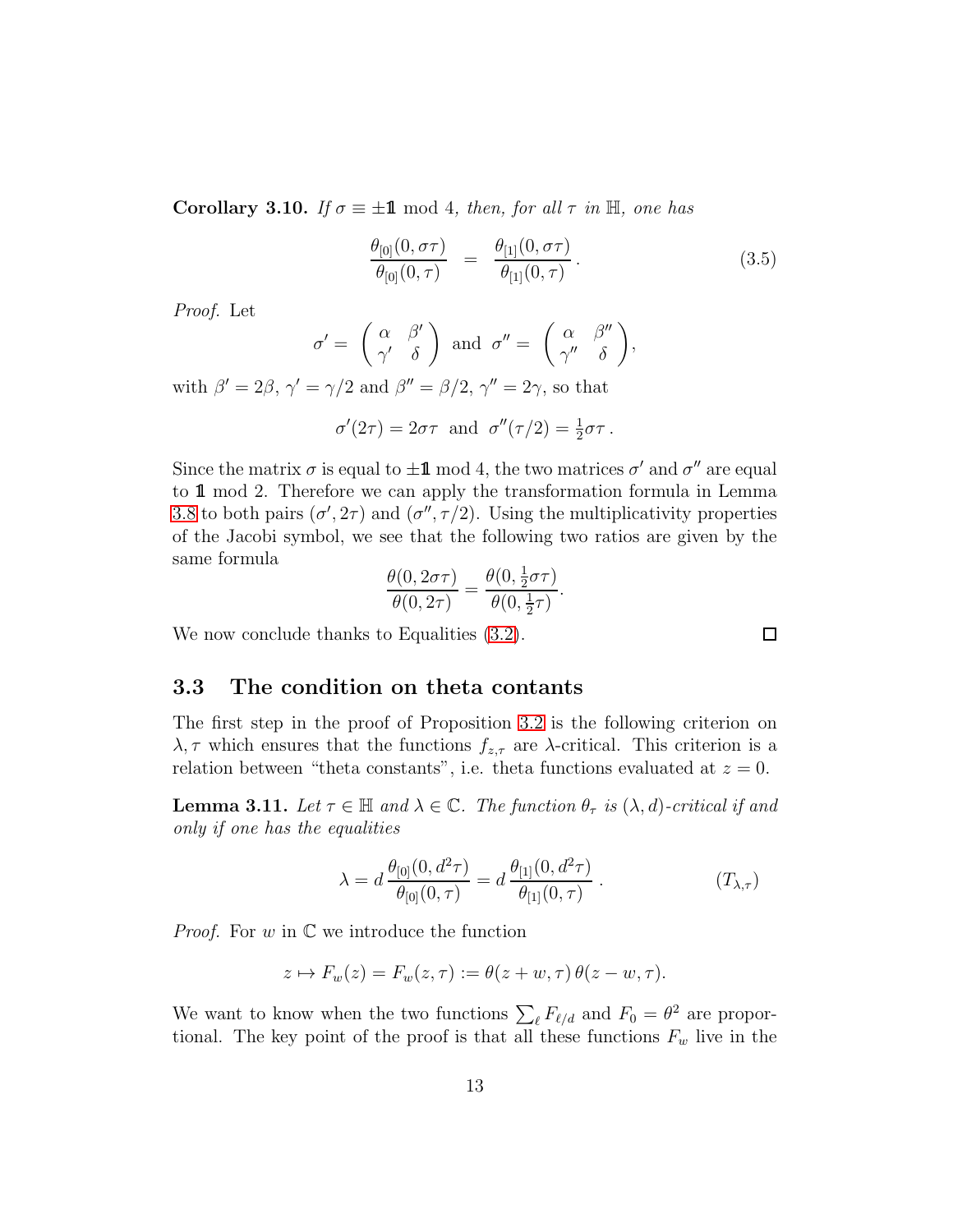**Corollary 3.10.** *If $\sigma \equiv \pm\mathbb{1} \bmod 4$, then, for all $\tau$ in $\mathbb{H}$, one has*

$$\frac{\theta_{[0]}(0,\sigma\tau)}{\theta_{[0]}(0,\tau)} \;=\; \frac{\theta_{[1]}(0,\sigma\tau)}{\theta_{[1]}(0,\tau)}\,. \tag{3.5}$$

*Proof.* Let

$$\sigma' = \begin{pmatrix} \alpha & \beta' \\ \gamma' & \delta \end{pmatrix} \text{ and } \sigma'' = \begin{pmatrix} \alpha & \beta'' \\ \gamma'' & \delta \end{pmatrix},$$

with $\beta' = 2\beta$, $\gamma' = \gamma/2$ and $\beta'' = \beta/2$, $\gamma'' = 2\gamma$, so that

$$\sigma'(2\tau) = 2\sigma\tau \;\text{ and }\; \sigma''(\tau/2) = \tfrac{1}{2}\sigma\tau\,.$$

Since the matrix $\sigma$ is equal to $\pm\mathbb{1} \bmod 4$, the two matrices $\sigma'$ and $\sigma''$ are equal to $\mathbb{1} \bmod 2$. Therefore we can apply the transformation formula in Lemma 3.8 to both pairs $(\sigma', 2\tau)$ and $(\sigma'', \tau/2)$. Using the multiplicativity properties of the Jacobi symbol, we see that the following two ratios are given by the same formula

$$\frac{\theta(0,2\sigma\tau)}{\theta(0,2\tau)} = \frac{\theta(0,\frac{1}{2}\sigma\tau)}{\theta(0,\frac{1}{2}\tau)}.$$

We now conclude thanks to Equalities (3.2). $\square$

## 3.3 The condition on theta contants

The first step in the proof of Proposition 3.2 is the following criterion on $\lambda, \tau$ which ensures that the functions $f_{z,\tau}$ are $\lambda$-critical. This criterion is a relation between "theta constants", i.e. theta functions evaluated at $z = 0$.

**Lemma 3.11.** *Let $\tau \in \mathbb{H}$ and $\lambda \in \mathbb{C}$. The function $\theta_\tau$ is $(\lambda, d)$-critical if and only if one has the equalities*

$$\lambda = d\,\frac{\theta_{[0]}(0,d^2\tau)}{\theta_{[0]}(0,\tau)} = d\,\frac{\theta_{[1]}(0,d^2\tau)}{\theta_{[1]}(0,\tau)}\,. \tag{$T_{\lambda,\tau}$}$$

*Proof.* For $w$ in $\mathbb{C}$ we introduce the function

$$z \mapsto F_w(z) = F_w(z,\tau) := \theta(z+w,\tau)\,\theta(z-w,\tau).$$

We want to know when the two functions $\sum_\ell F_{\ell/d}$ and $F_0 = \theta^2$ are proportional. The key point of the proof is that all these functions $F_w$ live in the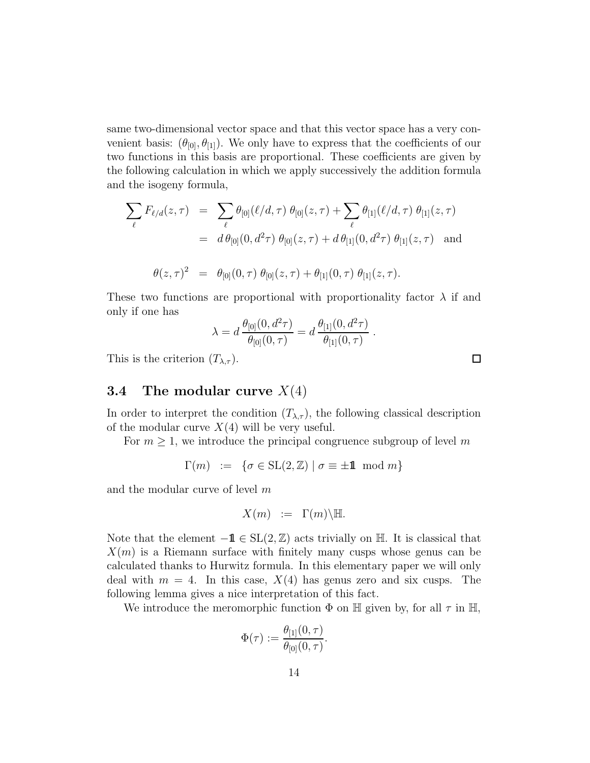same two-dimensional vector space and that this vector space has a very convenient basis: $(\theta_{[0]}, \theta_{[1]})$. We only have to express that the coefficients of our two functions in this basis are proportional. These coefficients are given by the following calculation in which we apply successively the addition formula and the isogeny formula,

$$
\begin{aligned}
\sum_{\ell} F_{\ell/d}(z,\tau) &= \sum_{\ell} \theta_{[0]}(\ell/d,\tau)\,\theta_{[0]}(z,\tau) + \sum_{\ell} \theta_{[1]}(\ell/d,\tau)\,\theta_{[1]}(z,\tau) \\
&= d\,\theta_{[0]}(0,d^2\tau)\,\theta_{[0]}(z,\tau) + d\,\theta_{[1]}(0,d^2\tau)\,\theta_{[1]}(z,\tau) \quad \text{and}
\end{aligned}
$$

$$
\theta(z,\tau)^2 = \theta_{[0]}(0,\tau)\,\theta_{[0]}(z,\tau) + \theta_{[1]}(0,\tau)\,\theta_{[1]}(z,\tau).
$$

These two functions are proportional with proportionality factor $\lambda$ if and only if one has

$$
\lambda = d\,\frac{\theta_{[0]}(0,d^2\tau)}{\theta_{[0]}(0,\tau)} = d\,\frac{\theta_{[1]}(0,d^2\tau)}{\theta_{[1]}(0,\tau)}\,.
$$

This is the criterion $(T_{\lambda,\tau})$. $\square$

## 3.4 The modular curve $X(4)$

In order to interpret the condition $(T_{\lambda,\tau})$, the following classical description of the modular curve $X(4)$ will be very useful.

For $m \geq 1$, we introduce the principal congruence subgroup of level $m$

$$
\Gamma(m) \ := \ \{\sigma \in \mathrm{SL}(2,\mathbb{Z}) \mid \sigma \equiv \pm \mathbb{1} \mod m\}
$$

and the modular curve of level $m$

$$
X(m) \ := \ \Gamma(m)\backslash\mathbb{H}.
$$

Note that the element $-\mathbb{1} \in \mathrm{SL}(2,\mathbb{Z})$ acts trivially on $\mathbb{H}$. It is classical that $X(m)$ is a Riemann surface with finitely many cusps whose genus can be calculated thanks to Hurwitz formula. In this elementary paper we will only deal with $m = 4$. In this case, $X(4)$ has genus zero and six cusps. The following lemma gives a nice interpretation of this fact.

We introduce the meromorphic function $\Phi$ on $\mathbb{H}$ given by, for all $\tau$ in $\mathbb{H}$,

$$
\Phi(\tau) := \frac{\theta_{[1]}(0,\tau)}{\theta_{[0]}(0,\tau)}.
$$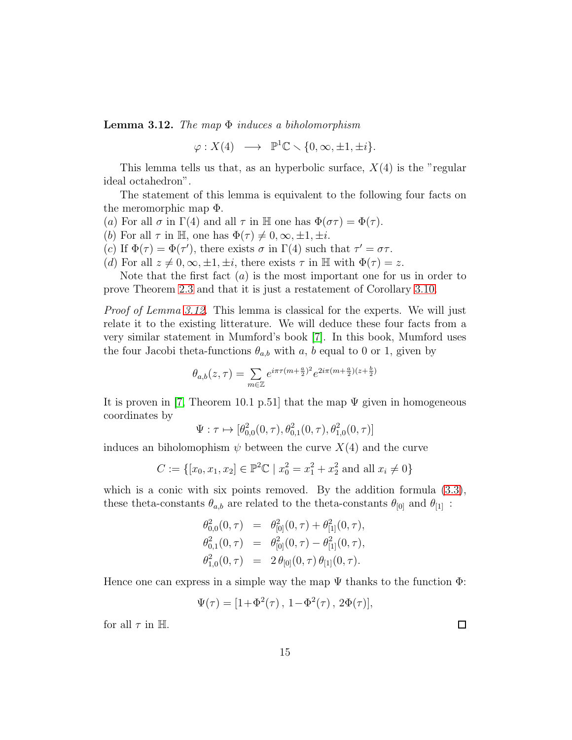**Lemma 3.12.** *The map* $\Phi$ *induces a biholomorphism*

$$\varphi : X(4) \;\longrightarrow\; \mathbb{P}^1\mathbb{C} \smallsetminus \{0, \infty, \pm 1, \pm i\}.$$

This lemma tells us that, as an hyperbolic surface, $X(4)$ is the "regular ideal octahedron".

The statement of this lemma is equivalent to the following four facts on the meromorphic map $\Phi$.

$(a)$ For all $\sigma$ in $\Gamma(4)$ and all $\tau$ in $\mathbb{H}$ one has $\Phi(\sigma\tau) = \Phi(\tau)$.

$(b)$ For all $\tau$ in $\mathbb{H}$, one has $\Phi(\tau) \neq 0, \infty, \pm 1, \pm i$.

$(c)$ If $\Phi(\tau) = \Phi(\tau')$, there exists $\sigma$ in $\Gamma(4)$ such that $\tau' = \sigma\tau$.

$(d)$ For all $z \neq 0, \infty, \pm 1, \pm i$, there exists $\tau$ in $\mathbb{H}$ with $\Phi(\tau) = z$.

Note that the first fact $(a)$ is the most important one for us in order to prove Theorem 2.3 and that it is just a restatement of Corollary 3.10.

*Proof of Lemma 3.12.* This lemma is classical for the experts. We will just relate it to the existing litterature. We will deduce these four facts from a very similar statement in Mumford's book [7]. In this book, Mumford uses the four Jacobi theta-functions $\theta_{a,b}$ with $a$, $b$ equal to 0 or 1, given by

$$\theta_{a,b}(z,\tau) = \sum_{m\in\mathbb{Z}} e^{i\pi\tau(m+\frac{a}{2})^2} e^{2i\pi(m+\frac{a}{2})(z+\frac{b}{2})}$$

It is proven in [7, Theorem 10.1 p.51] that the map $\Psi$ given in homogeneous coordinates by

$$\Psi : \tau \mapsto [\theta^2_{0,0}(0,\tau), \theta^2_{0,1}(0,\tau), \theta^2_{1,0}(0,\tau)]$$

induces an biholomophism $\psi$ between the curve $X(4)$ and the curve

$$C := \{[x_0, x_1, x_2] \in \mathbb{P}^2\mathbb{C} \mid x_0^2 = x_1^2 + x_2^2 \text{ and all } x_i \neq 0\}$$

which is a conic with six points removed. By the addition formula (3.3), these theta-constants $\theta_{a,b}$ are related to the theta-constants $\theta_{[0]}$ and $\theta_{[1]}$ :

$$\begin{aligned}
\theta^2_{0,0}(0,\tau) &= \theta^2_{[0]}(0,\tau) + \theta^2_{[1]}(0,\tau),\\
\theta^2_{0,1}(0,\tau) &= \theta^2_{[0]}(0,\tau) - \theta^2_{[1]}(0,\tau),\\
\theta^2_{1,0}(0,\tau) &= 2\,\theta_{[0]}(0,\tau)\,\theta_{[1]}(0,\tau).
\end{aligned}$$

Hence one can express in a simple way the map $\Psi$ thanks to the function $\Phi$:

$$\Psi(\tau) = [1+\Phi^2(\tau)\,,\; 1-\Phi^2(\tau)\,,\; 2\Phi(\tau)],$$

for all $\tau$ in $\mathbb{H}$. $\square$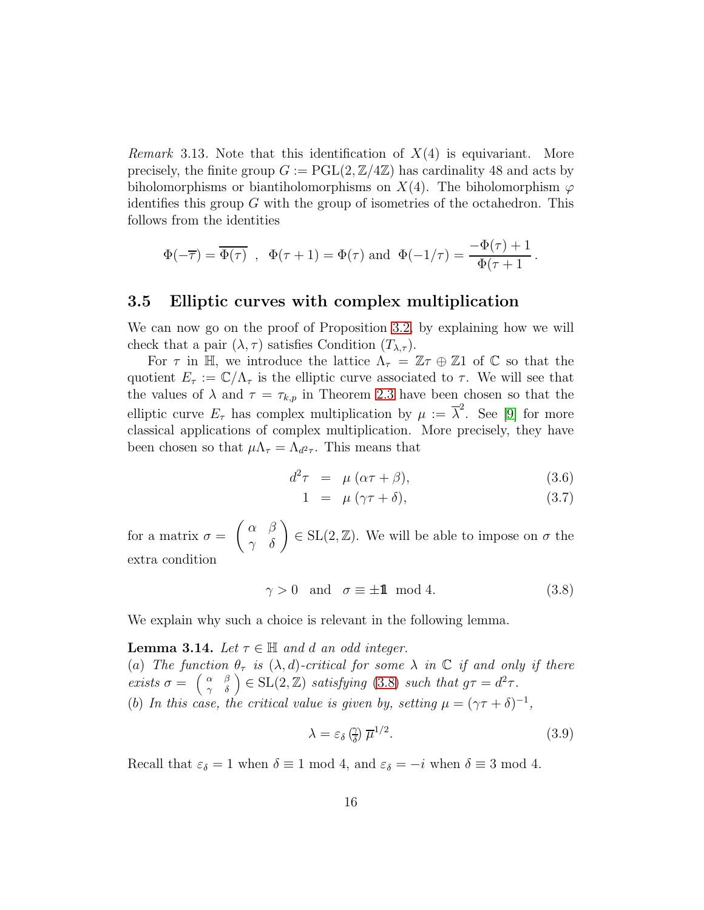*Remark* 3.13. Note that this identification of $X(4)$ is equivariant. More precisely, the finite group $G := \mathrm{PGL}(2, \mathbb{Z}/4\mathbb{Z})$ has cardinality 48 and acts by biholomorphisms or biantiholomorphisms on $X(4)$. The biholomorphism $\varphi$ identifies this group $G$ with the group of isometries of the octahedron. This follows from the identities

$$\Phi(-\overline{\tau}) = \overline{\Phi(\tau)} \ \ , \ \ \Phi(\tau+1) = \Phi(\tau) \text{ and } \Phi(-1/\tau) = \frac{-\Phi(\tau)+1}{\Phi(\tau+1)}.$$

## 3.5 Elliptic curves with complex multiplication

We can now go on the proof of Proposition 3.2, by explaining how we will check that a pair $(\lambda, \tau)$ satisfies Condition $(T_{\lambda,\tau})$.

For $\tau$ in $\mathbb{H}$, we introduce the lattice $\Lambda_\tau = \mathbb{Z}\tau \oplus \mathbb{Z}1$ of $\mathbb{C}$ so that the quotient $E_\tau := \mathbb{C}/\Lambda_\tau$ is the elliptic curve associated to $\tau$. We will see that the values of $\lambda$ and $\tau = \tau_{k,p}$ in Theorem 2.3 have been chosen so that the elliptic curve $E_\tau$ has complex multiplication by $\mu := \overline{\lambda}^2$. See [9] for more classical applications of complex multiplication. More precisely, they have been chosen so that $\mu\Lambda_\tau = \Lambda_{d^2\tau}$. This means that

$$d^2\tau \ = \ \mu\,(\alpha\tau+\beta), \tag{3.6}$$

$$1 \ = \ \mu\,(\gamma\tau+\delta), \tag{3.7}$$

for a matrix $\sigma = \begin{pmatrix} \alpha & \beta \\ \gamma & \delta \end{pmatrix} \in \mathrm{SL}(2,\mathbb{Z})$. We will be able to impose on $\sigma$ the extra condition

$$\gamma > 0 \quad \text{and} \quad \sigma \equiv \pm \mathbb{1} \mod 4. \tag{3.8}$$

We explain why such a choice is relevant in the following lemma.

**Lemma 3.14.** *Let $\tau \in \mathbb{H}$ and $d$ an odd integer.*
*(a) The function $\theta_\tau$ is $(\lambda, d)$-critical for some $\lambda$ in $\mathbb{C}$ if and only if there exists $\sigma = \left(\begin{smallmatrix} \alpha & \beta \\ \gamma & \delta \end{smallmatrix}\right) \in \mathrm{SL}(2,\mathbb{Z})$ satisfying (3.8) such that $g\tau = d^2\tau$.*
*(b) In this case, the critical value is given by, setting $\mu = (\gamma\tau+\delta)^{-1}$,*

$$\lambda = \varepsilon_\delta \left(\tfrac{\gamma}{\delta}\right) \overline{\mu}^{1/2}. \tag{3.9}$$

Recall that $\varepsilon_\delta = 1$ when $\delta \equiv 1 \bmod 4$, and $\varepsilon_\delta = -i$ when $\delta \equiv 3 \bmod 4$.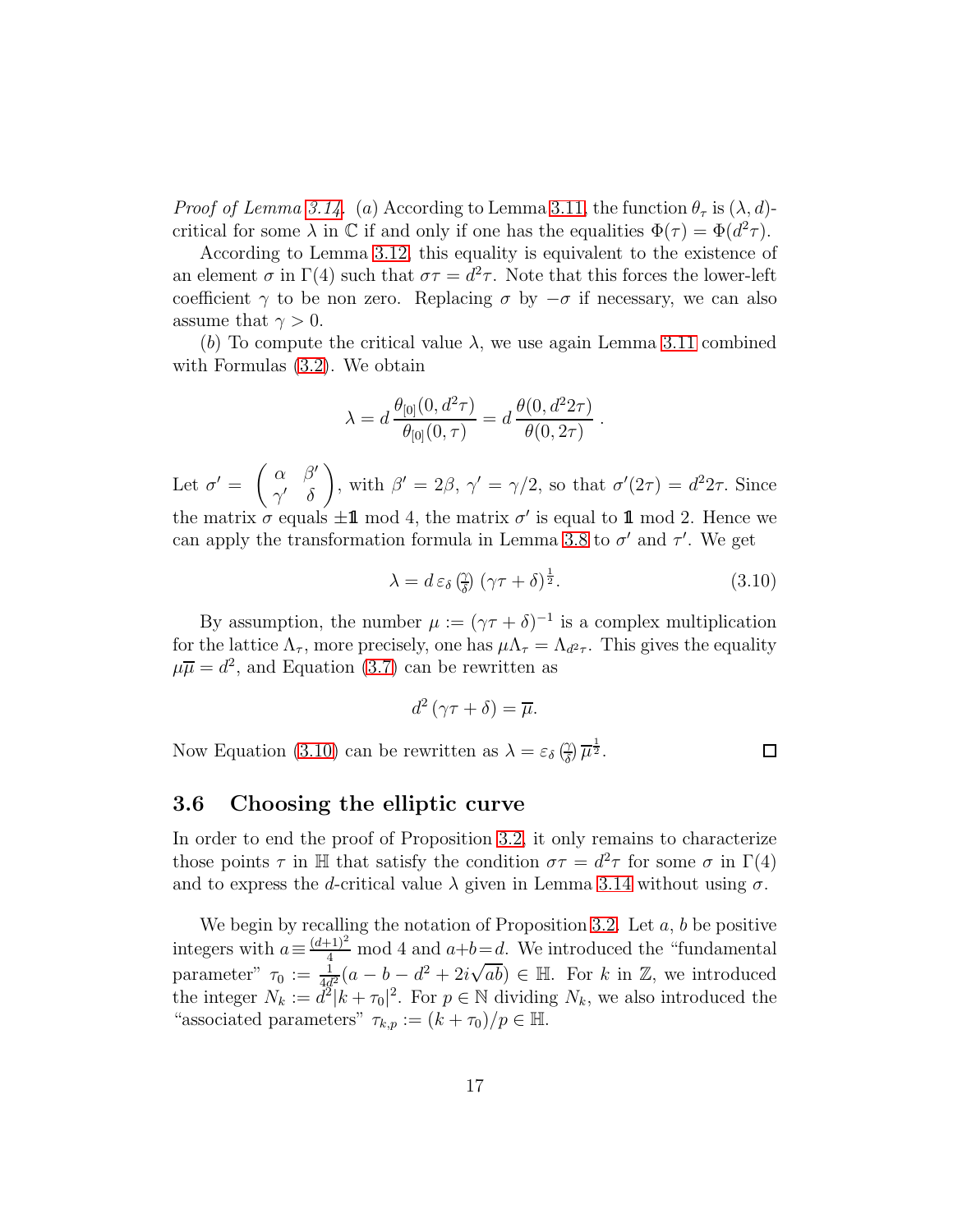*Proof of Lemma 3.14.* ($a$) According to Lemma 3.11, the function $\theta_\tau$ is $(\lambda, d)$-critical for some $\lambda$ in $\mathbb{C}$ if and only if one has the equalities $\Phi(\tau) = \Phi(d^2\tau)$.

According to Lemma 3.12, this equality is equivalent to the existence of an element $\sigma$ in $\Gamma(4)$ such that $\sigma\tau = d^2\tau$. Note that this forces the lower-left coefficient $\gamma$ to be non zero. Replacing $\sigma$ by $-\sigma$ if necessary, we can also assume that $\gamma > 0$.

($b$) To compute the critical value $\lambda$, we use again Lemma 3.11 combined with Formulas (3.2). We obtain

$$\lambda = d\,\frac{\theta_{[0]}(0, d^2\tau)}{\theta_{[0]}(0, \tau)} = d\,\frac{\theta(0, d^2 2\tau)}{\theta(0, 2\tau)}\,.$$

Let $\sigma' = \begin{pmatrix} \alpha & \beta' \\ \gamma' & \delta \end{pmatrix}$, with $\beta' = 2\beta$, $\gamma' = \gamma/2$, so that $\sigma'(2\tau) = d^2 2\tau$. Since the matrix $\sigma$ equals $\pm\mathbb{1}$ mod 4, the matrix $\sigma'$ is equal to $\mathbb{1}$ mod 2. Hence we can apply the transformation formula in Lemma 3.8 to $\sigma'$ and $\tau'$. We get

$$\lambda = d\,\varepsilon_\delta \left(\tfrac{\gamma}{\delta}\right) (\gamma\tau + \delta)^{\frac{1}{2}}. \tag{3.10}$$

By assumption, the number $\mu := (\gamma\tau + \delta)^{-1}$ is a complex multiplication for the lattice $\Lambda_\tau$, more precisely, one has $\mu\Lambda_\tau = \Lambda_{d^2\tau}$. This gives the equality $\mu\overline{\mu} = d^2$, and Equation (3.7) can be rewritten as

$$d^2\,(\gamma\tau + \delta) = \overline{\mu}.$$

Now Equation (3.10) can be rewritten as $\lambda = \varepsilon_\delta \left(\tfrac{\gamma}{\delta}\right) \overline{\mu}^{\frac{1}{2}}$. $\square$

## 3.6 Choosing the elliptic curve

In order to end the proof of Proposition 3.2, it only remains to characterize those points $\tau$ in $\mathbb{H}$ that satisfy the condition $\sigma\tau = d^2\tau$ for some $\sigma$ in $\Gamma(4)$ and to express the $d$-critical value $\lambda$ given in Lemma 3.14 without using $\sigma$.

We begin by recalling the notation of Proposition 3.2. Let $a$, $b$ be positive integers with $a \equiv \frac{(d+1)^2}{4}$ mod 4 and $a+b=d$. We introduced the "fundamental parameter" $\tau_0 := \frac{1}{4d^2}(a - b - d^2 + 2i\sqrt{ab}) \in \mathbb{H}$. For $k$ in $\mathbb{Z}$, we introduced the integer $N_k := d^2|k + \tau_0|^2$. For $p \in \mathbb{N}$ dividing $N_k$, we also introduced the "associated parameters" $\tau_{k,p} := (k + \tau_0)/p \in \mathbb{H}$.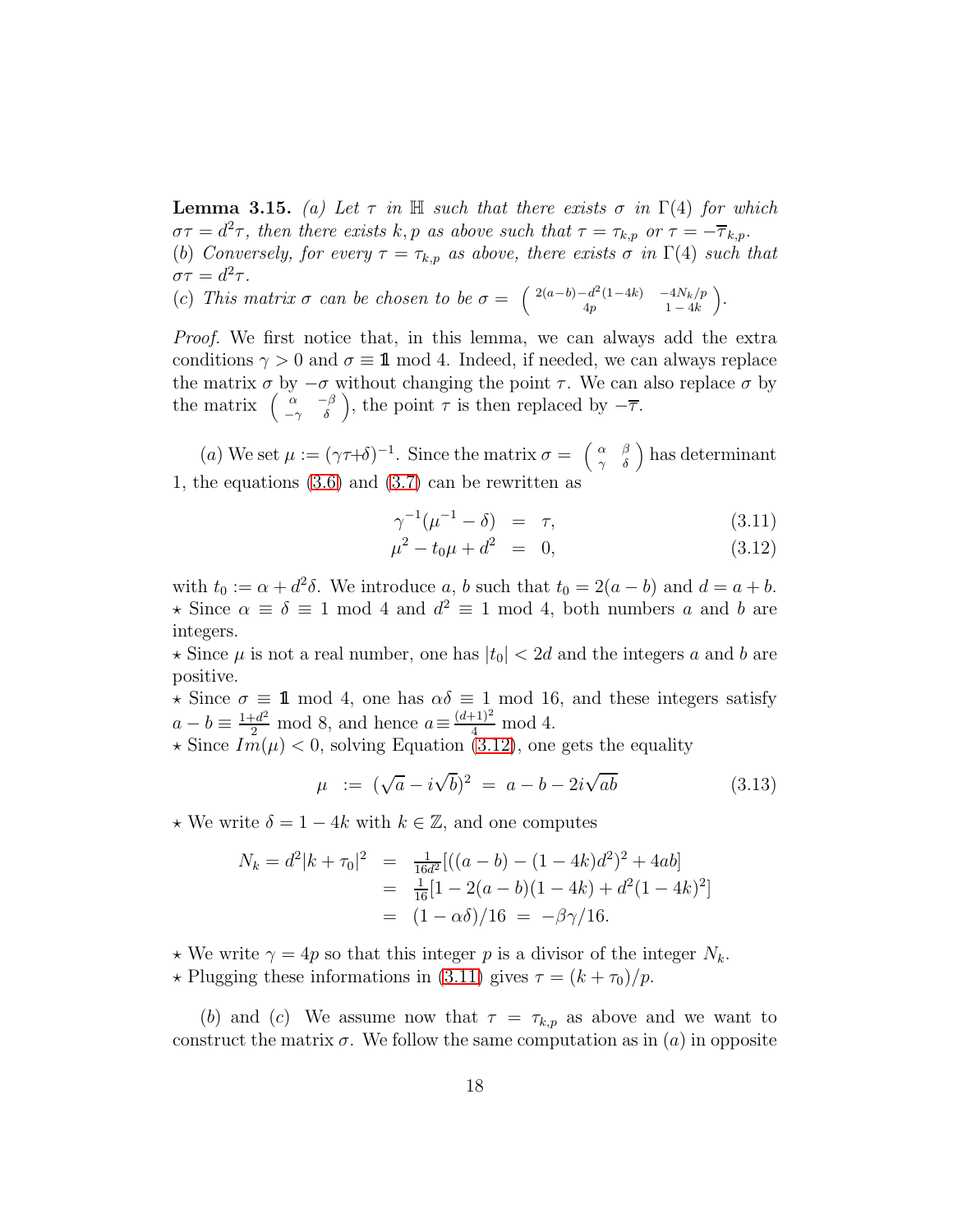**Lemma 3.15.** *(a) Let $\tau$ in $\mathbb{H}$ such that there exists $\sigma$ in $\Gamma(4)$ for which $\sigma\tau = d^2\tau$, then there exists $k, p$ as above such that $\tau = \tau_{k,p}$ or $\tau = -\overline{\tau}_{k,p}$.*
*(b) Conversely, for every $\tau = \tau_{k,p}$ as above, there exists $\sigma$ in $\Gamma(4)$ such that $\sigma\tau = d^2\tau$.*
*(c) This matrix $\sigma$ can be chosen to be $\sigma = \begin{pmatrix} 2(a-b)-d^2(1-4k) & -4N_k/p \\ 4p & 1-4k \end{pmatrix}$.*

*Proof.* We first notice that, in this lemma, we can always add the extra conditions $\gamma > 0$ and $\sigma \equiv \mathbb{1} \bmod 4$. Indeed, if needed, we can always replace the matrix $\sigma$ by $-\sigma$ without changing the point $\tau$. We can also replace $\sigma$ by the matrix $\begin{pmatrix} \alpha & -\beta \\ -\gamma & \delta \end{pmatrix}$, the point $\tau$ is then replaced by $-\overline{\tau}$.

$(a)$ We set $\mu := (\gamma\tau+\delta)^{-1}$. Since the matrix $\sigma = \begin{pmatrix} \alpha & \beta \\ \gamma & \delta \end{pmatrix}$ has determinant 1, the equations (3.6) and (3.7) can be rewritten as

$$\gamma^{-1}(\mu^{-1} - \delta) \;=\; \tau, \tag{3.11}$$
$$\mu^2 - t_0\mu + d^2 \;=\; 0, \tag{3.12}$$

with $t_0 := \alpha + d^2\delta$. We introduce $a, b$ such that $t_0 = 2(a-b)$ and $d = a+b$.
$\star$ Since $\alpha \equiv \delta \equiv 1 \bmod 4$ and $d^2 \equiv 1 \bmod 4$, both numbers $a$ and $b$ are integers.
$\star$ Since $\mu$ is not a real number, one has $|t_0| < 2d$ and the integers $a$ and $b$ are positive.
$\star$ Since $\sigma \equiv \mathbb{1} \bmod 4$, one has $\alpha\delta \equiv 1 \bmod 16$, and these integers satisfy $a - b \equiv \frac{1+d^2}{2} \bmod 8$, and hence $a \equiv \frac{(d+1)^2}{4} \bmod 4$.
$\star$ Since $Im(\mu) < 0$, solving Equation (3.12), one gets the equality

$$\mu \;:=\; (\sqrt{a} - i\sqrt{b})^2 \;=\; a - b - 2i\sqrt{ab} \tag{3.13}$$

$\star$ We write $\delta = 1 - 4k$ with $k \in \mathbb{Z}$, and one computes

$$\begin{aligned} N_k = d^2|k+\tau_0|^2 &= \tfrac{1}{16d^2}[((a-b) - (1-4k)d^2)^2 + 4ab] \\ &= \tfrac{1}{16}[1 - 2(a-b)(1-4k) + d^2(1-4k)^2] \\ &= (1-\alpha\delta)/16 \;=\; -\beta\gamma/16. \end{aligned}$$

$\star$ We write $\gamma = 4p$ so that this integer $p$ is a divisor of the integer $N_k$.
$\star$ Plugging these informations in (3.11) gives $\tau = (k+\tau_0)/p$.

$(b)$ and $(c)$ We assume now that $\tau = \tau_{k,p}$ as above and we want to construct the matrix $\sigma$. We follow the same computation as in $(a)$ in opposite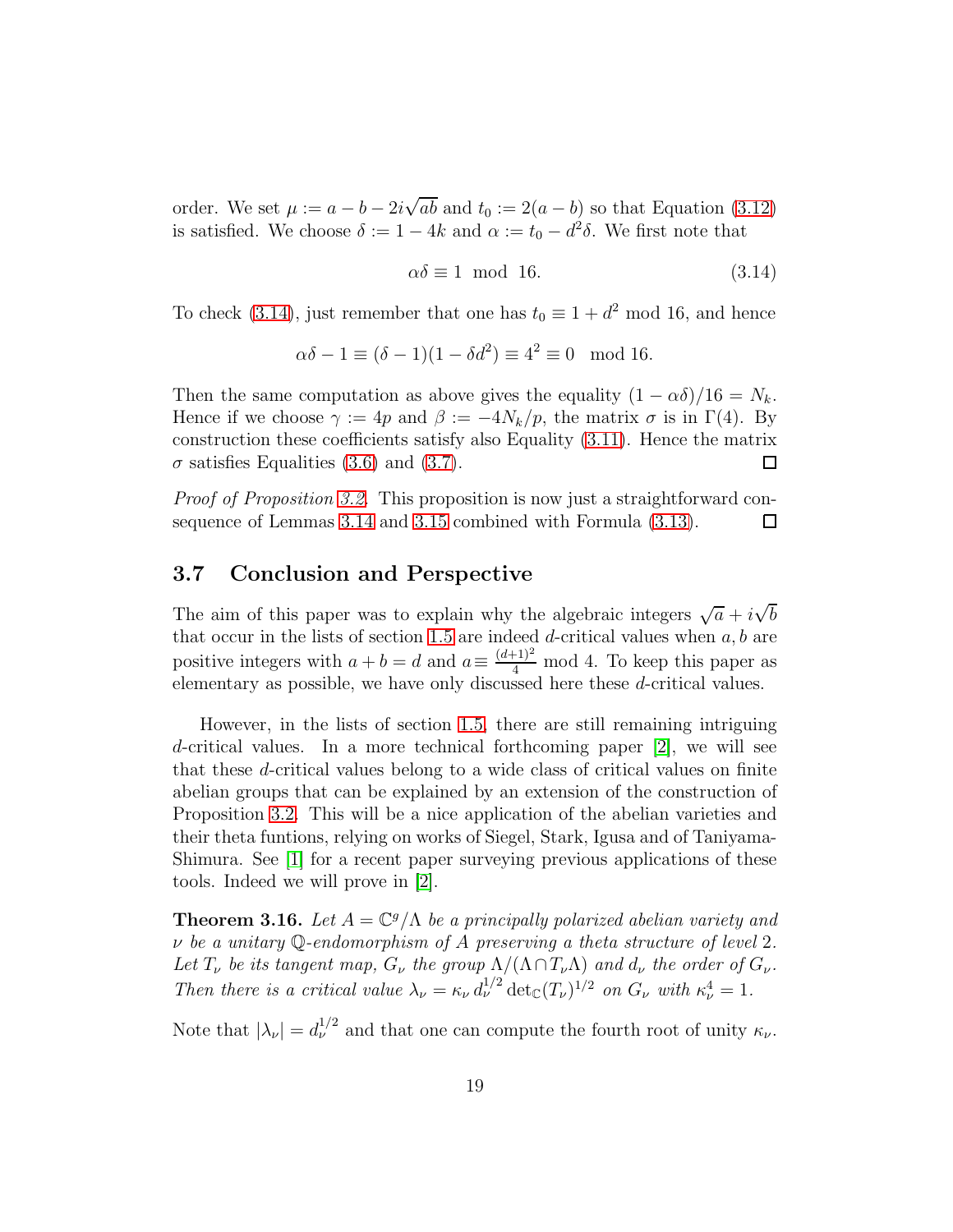order. We set $\mu := a - b - 2i\sqrt{ab}$ and $t_0 := 2(a-b)$ so that Equation (3.12) is satisfied. We choose $\delta := 1 - 4k$ and $\alpha := t_0 - d^2\delta$. We first note that

$$\alpha\delta \equiv 1 \mod 16. \tag{3.14}$$

To check (3.14), just remember that one has $t_0 \equiv 1 + d^2 \mod 16$, and hence

$$\alpha\delta - 1 \equiv (\delta - 1)(1 - \delta d^2) \equiv 4^2 \equiv 0 \mod 16.$$

Then the same computation as above gives the equality $(1 - \alpha\delta)/16 = N_k$. Hence if we choose $\gamma := 4p$ and $\beta := -4N_k/p$, the matrix $\sigma$ is in $\Gamma(4)$. By construction these coefficients satisfy also Equality (3.11). Hence the matrix $\sigma$ satisfies Equalities (3.6) and (3.7). ☐

*Proof of Proposition 3.2.* This proposition is now just a straightforward consequence of Lemmas 3.14 and 3.15 combined with Formula (3.13). ☐

## 3.7 Conclusion and Perspective

The aim of this paper was to explain why the algebraic integers $\sqrt{a} + i\sqrt{b}$ that occur in the lists of section 1.5 are indeed $d$-critical values when $a, b$ are positive integers with $a + b = d$ and $a \equiv \frac{(d+1)^2}{4} \mod 4$. To keep this paper as elementary as possible, we have only discussed here these $d$-critical values.

However, in the lists of section 1.5, there are still remaining intriguing $d$-critical values. In a more technical forthcoming paper [2], we will see that these $d$-critical values belong to a wide class of critical values on finite abelian groups that can be explained by an extension of the construction of Proposition 3.2. This will be a nice application of the abelian varieties and their theta funtions, relying on works of Siegel, Stark, Igusa and of Taniyama-Shimura. See [1] for a recent paper surveying previous applications of these tools. Indeed we will prove in [2].

**Theorem 3.16.** *Let $A = \mathbb{C}^g/\Lambda$ be a principally polarized abelian variety and $\nu$ be a unitary $\mathbb{Q}$-endomorphism of $A$ preserving a theta structure of level 2. Let $T_\nu$ be its tangent map, $G_\nu$ the group $\Lambda/(\Lambda \cap T_\nu\Lambda)$ and $d_\nu$ the order of $G_\nu$. Then there is a critical value $\lambda_\nu = \kappa_\nu\, d_\nu^{1/2} \det_{\mathbb{C}}(T_\nu)^{1/2}$ on $G_\nu$ with $\kappa_\nu^4 = 1$.*

Note that $|\lambda_\nu| = d_\nu^{1/2}$ and that one can compute the fourth root of unity $\kappa_\nu$.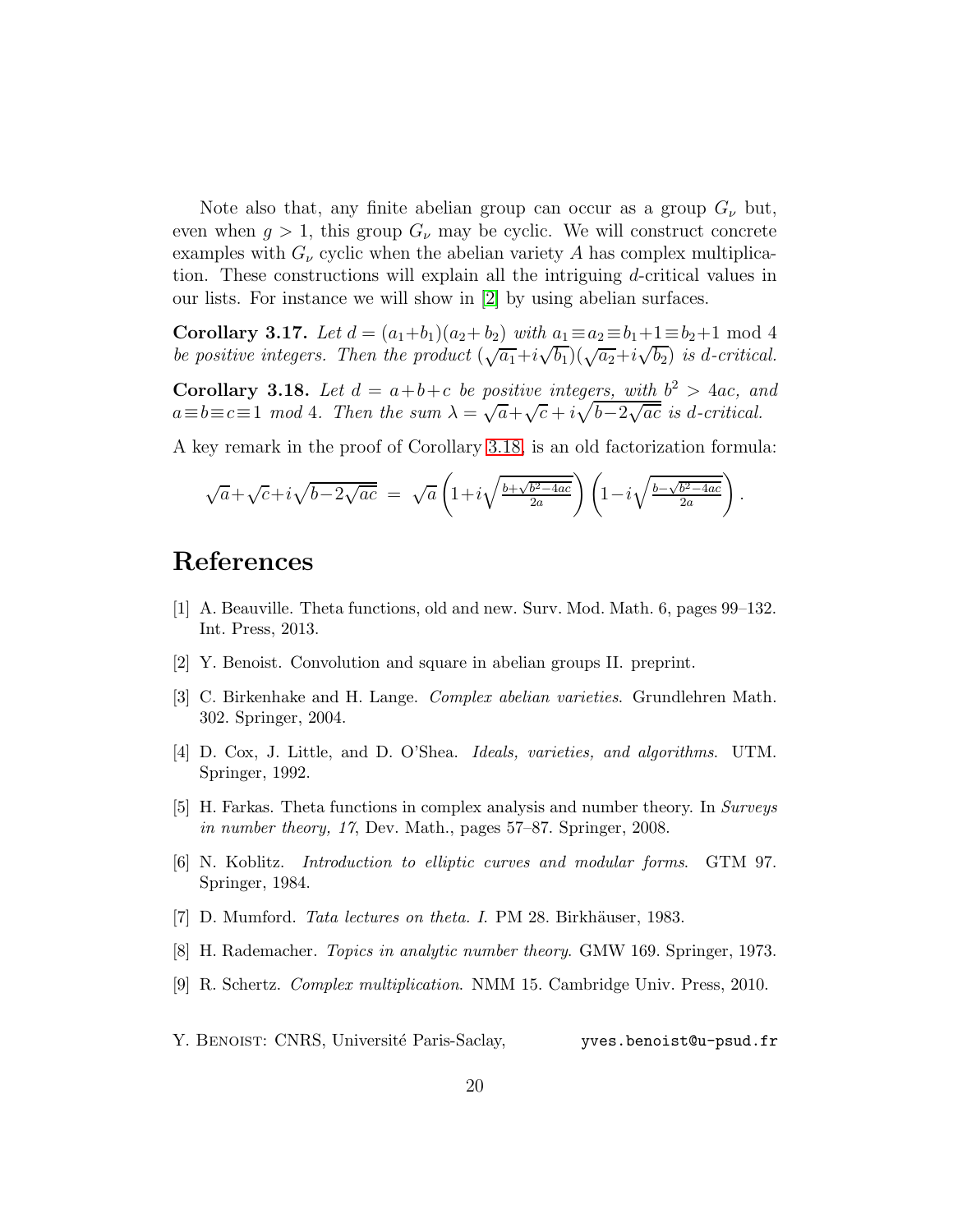Note also that, any finite abelian group can occur as a group $G_\nu$ but, even when $g > 1$, this group $G_\nu$ may be cyclic. We will construct concrete examples with $G_\nu$ cyclic when the abelian variety $A$ has complex multiplication. These constructions will explain all the intriguing $d$-critical values in our lists. For instance we will show in [2] by using abelian surfaces.

**Corollary 3.17.** *Let $d = (a_1+b_1)(a_2+b_2)$ with $a_1 \equiv a_2 \equiv b_1+1 \equiv b_2+1 \mod 4$ be positive integers. Then the product $(\sqrt{a_1}+i\sqrt{b_1})(\sqrt{a_2}+i\sqrt{b_2})$ is $d$-critical.*

**Corollary 3.18.** *Let $d = a+b+c$ be positive integers, with $b^2 > 4ac$, and $a \equiv b \equiv c \equiv 1 \mod 4$. Then the sum $\lambda = \sqrt{a}+\sqrt{c}+i\sqrt{b-2\sqrt{ac}}$ is $d$-critical.*

A key remark in the proof of Corollary 3.18, is an old factorization formula:

$$\sqrt{a}+\sqrt{c}+i\sqrt{b-2\sqrt{ac}} \;=\; \sqrt{a}\left(1+i\sqrt{\tfrac{b+\sqrt{b^2-4ac}}{2a}}\right)\left(1-i\sqrt{\tfrac{b-\sqrt{b^2-4ac}}{2a}}\right).$$

# References

[1] A. Beauville. Theta functions, old and new. Surv. Mod. Math. 6, pages 99–132. Int. Press, 2013.

[2] Y. Benoist. Convolution and square in abelian groups II. preprint.

[3] C. Birkenhake and H. Lange. *Complex abelian varieties*. Grundlehren Math. 302. Springer, 2004.

[4] D. Cox, J. Little, and D. O'Shea. *Ideals, varieties, and algorithms*. UTM. Springer, 1992.

[5] H. Farkas. Theta functions in complex analysis and number theory. In *Surveys in number theory, 17*, Dev. Math., pages 57–87. Springer, 2008.

[6] N. Koblitz. *Introduction to elliptic curves and modular forms*. GTM 97. Springer, 1984.

[7] D. Mumford. *Tata lectures on theta. I*. PM 28. Birkhäuser, 1983.

[8] H. Rademacher. *Topics in analytic number theory*. GMW 169. Springer, 1973.

[9] R. Schertz. *Complex multiplication*. NMM 15. Cambridge Univ. Press, 2010.

Y. Benoist: CNRS, Université Paris-Saclay, yves.benoist@u-psud.fr